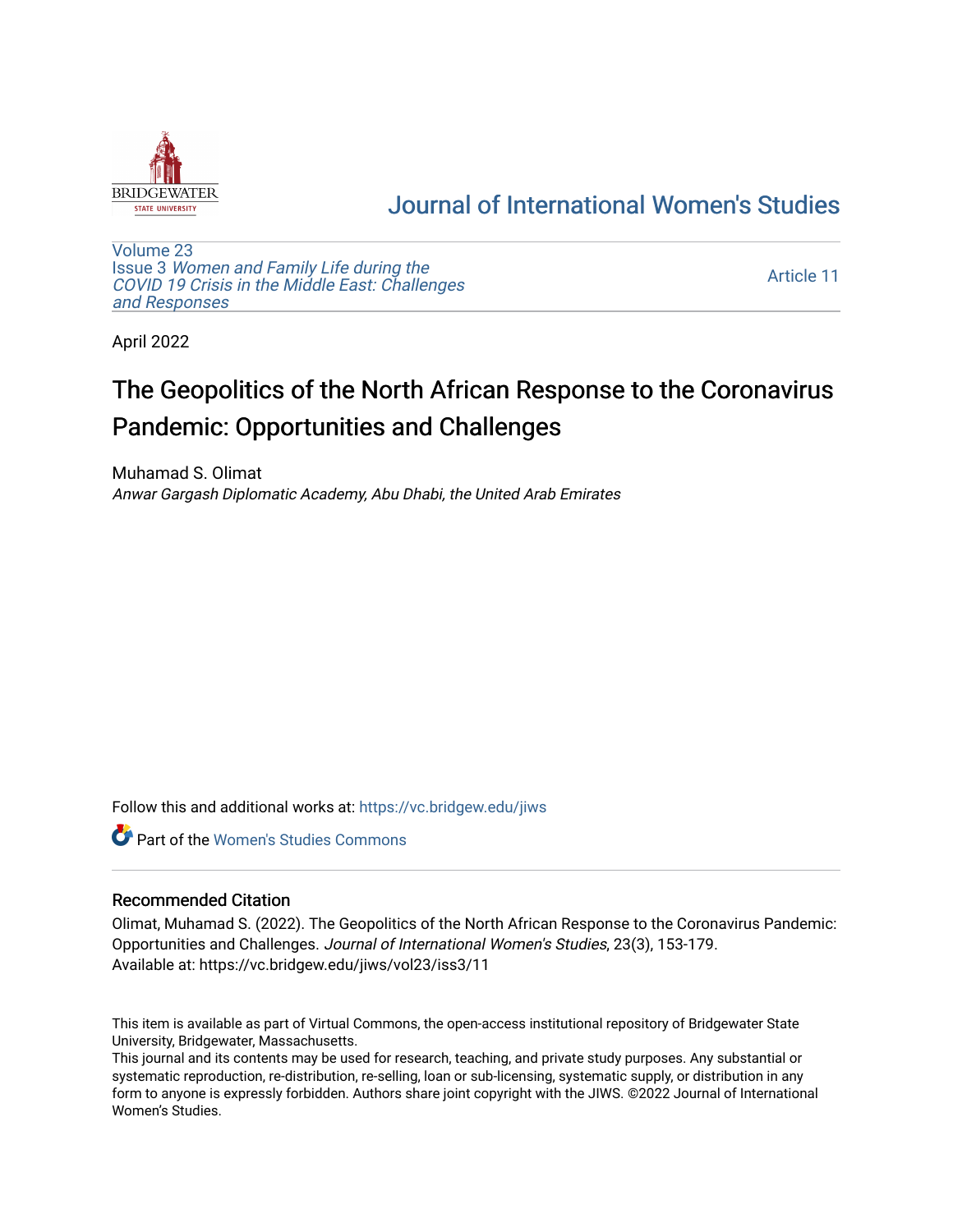Journal of International Women's Studies

Volume 23
Issue 3 *Women and Family Life during the COVID 19 Crisis in the Middle East: Challenges and Responses*

Article 11

April 2022

# The Geopolitics of the North African Response to the Coronavirus Pandemic: Opportunities and Challenges

Muhamad S. Olimat
*Anwar Gargash Diplomatic Academy, Abu Dhabi, the United Arab Emirates*

Follow this and additional works at: https://vc.bridgew.edu/jiws

Part of the Women's Studies Commons

## Recommended Citation

Olimat, Muhamad S. (2022). The Geopolitics of the North African Response to the Coronavirus Pandemic: Opportunities and Challenges. *Journal of International Women's Studies*, 23(3), 153-179.
Available at: https://vc.bridgew.edu/jiws/vol23/iss3/11

This item is available as part of Virtual Commons, the open-access institutional repository of Bridgewater State University, Bridgewater, Massachusetts.
This journal and its contents may be used for research, teaching, and private study purposes. Any substantial or systematic reproduction, re-distribution, re-selling, loan or sub-licensing, systematic supply, or distribution in any form to anyone is expressly forbidden. Authors share joint copyright with the JIWS. ©2022 Journal of International Women's Studies.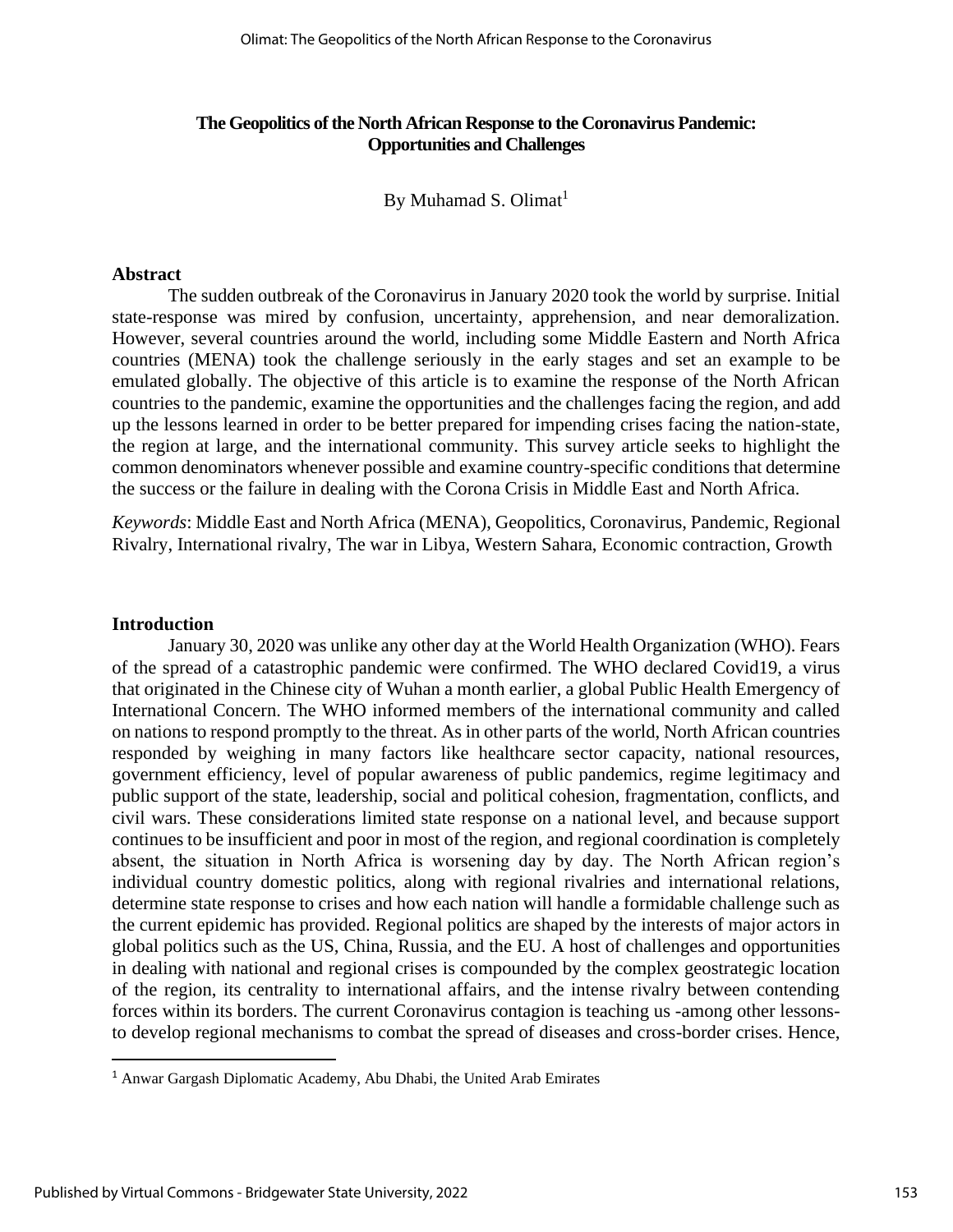**The Geopolitics of the North African Response to the Coronavirus Pandemic: Opportunities and Challenges**

By Muhamad S. Olimat[1]

### Abstract

The sudden outbreak of the Coronavirus in January 2020 took the world by surprise. Initial state-response was mired by confusion, uncertainty, apprehension, and near demoralization. However, several countries around the world, including some Middle Eastern and North Africa countries (MENA) took the challenge seriously in the early stages and set an example to be emulated globally. The objective of this article is to examine the response of the North African countries to the pandemic, examine the opportunities and the challenges facing the region, and add up the lessons learned in order to be better prepared for impending crises facing the nation-state, the region at large, and the international community. This survey article seeks to highlight the common denominators whenever possible and examine country-specific conditions that determine the success or the failure in dealing with the Corona Crisis in Middle East and North Africa.

*Keywords*: Middle East and North Africa (MENA), Geopolitics, Coronavirus, Pandemic, Regional Rivalry, International rivalry, The war in Libya, Western Sahara, Economic contraction, Growth

### Introduction

January 30, 2020 was unlike any other day at the World Health Organization (WHO). Fears of the spread of a catastrophic pandemic were confirmed. The WHO declared Covid19, a virus that originated in the Chinese city of Wuhan a month earlier, a global Public Health Emergency of International Concern. The WHO informed members of the international community and called on nations to respond promptly to the threat. As in other parts of the world, North African countries responded by weighing in many factors like healthcare sector capacity, national resources, government efficiency, level of popular awareness of public pandemics, regime legitimacy and public support of the state, leadership, social and political cohesion, fragmentation, conflicts, and civil wars. These considerations limited state response on a national level, and because support continues to be insufficient and poor in most of the region, and regional coordination is completely absent, the situation in North Africa is worsening day by day. The North African region's individual country domestic politics, along with regional rivalries and international relations, determine state response to crises and how each nation will handle a formidable challenge such as the current epidemic has provided. Regional politics are shaped by the interests of major actors in global politics such as the US, China, Russia, and the EU. A host of challenges and opportunities in dealing with national and regional crises is compounded by the complex geostrategic location of the region, its centrality to international affairs, and the intense rivalry between contending forces within its borders. The current Coronavirus contagion is teaching us -among other lessons- to develop regional mechanisms to combat the spread of diseases and cross-border crises. Hence,

[1] Anwar Gargash Diplomatic Academy, Abu Dhabi, the United Arab Emirates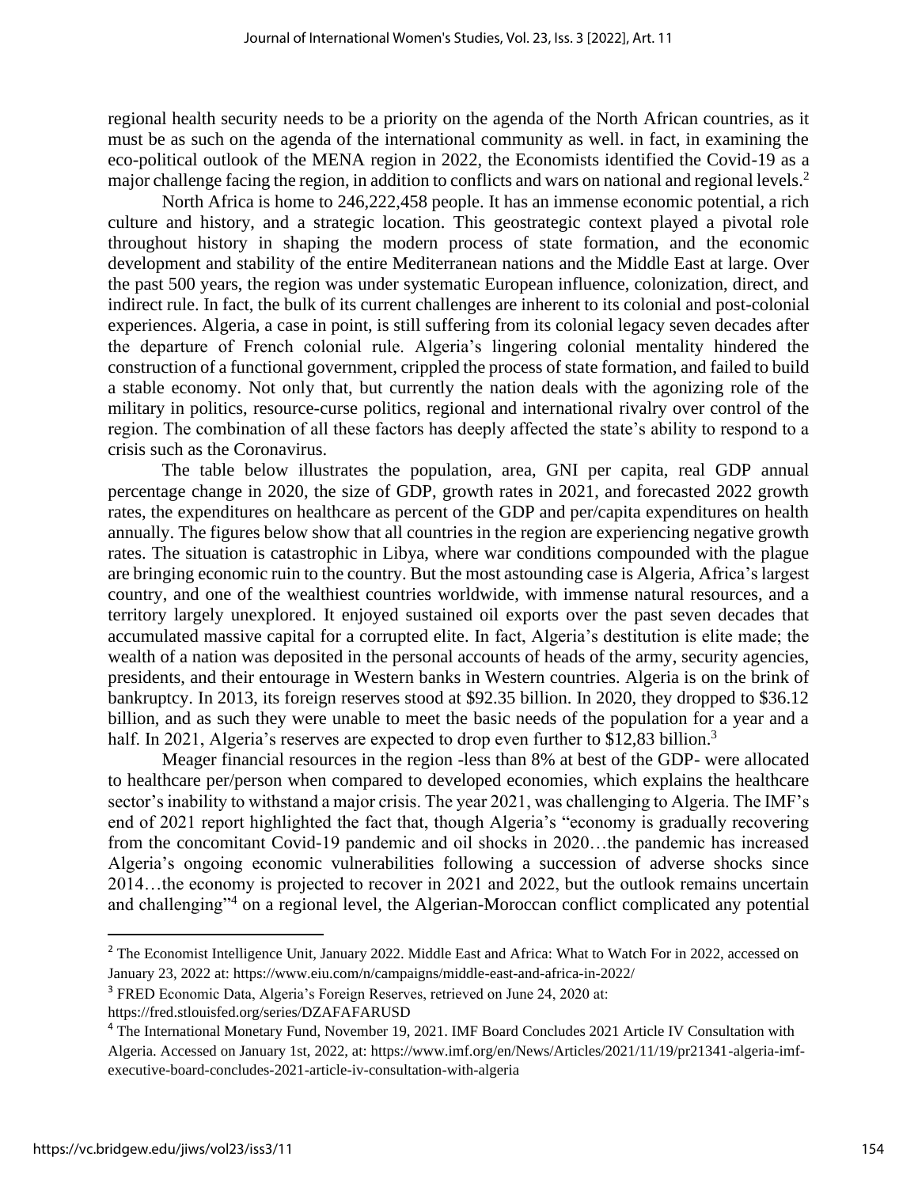regional health security needs to be a priority on the agenda of the North African countries, as it must be as such on the agenda of the international community as well. in fact, in examining the eco-political outlook of the MENA region in 2022, the Economists identified the Covid-19 as a major challenge facing the region, in addition to conflicts and wars on national and regional levels.[2]

North Africa is home to 246,222,458 people. It has an immense economic potential, a rich culture and history, and a strategic location. This geostrategic context played a pivotal role throughout history in shaping the modern process of state formation, and the economic development and stability of the entire Mediterranean nations and the Middle East at large. Over the past 500 years, the region was under systematic European influence, colonization, direct, and indirect rule. In fact, the bulk of its current challenges are inherent to its colonial and post-colonial experiences. Algeria, a case in point, is still suffering from its colonial legacy seven decades after the departure of French colonial rule. Algeria's lingering colonial mentality hindered the construction of a functional government, crippled the process of state formation, and failed to build a stable economy. Not only that, but currently the nation deals with the agonizing role of the military in politics, resource-curse politics, regional and international rivalry over control of the region. The combination of all these factors has deeply affected the state's ability to respond to a crisis such as the Coronavirus.

The table below illustrates the population, area, GNI per capita, real GDP annual percentage change in 2020, the size of GDP, growth rates in 2021, and forecasted 2022 growth rates, the expenditures on healthcare as percent of the GDP and per/capita expenditures on health annually. The figures below show that all countries in the region are experiencing negative growth rates. The situation is catastrophic in Libya, where war conditions compounded with the plague are bringing economic ruin to the country. But the most astounding case is Algeria, Africa's largest country, and one of the wealthiest countries worldwide, with immense natural resources, and a territory largely unexplored. It enjoyed sustained oil exports over the past seven decades that accumulated massive capital for a corrupted elite. In fact, Algeria's destitution is elite made; the wealth of a nation was deposited in the personal accounts of heads of the army, security agencies, presidents, and their entourage in Western banks in Western countries. Algeria is on the brink of bankruptcy. In 2013, its foreign reserves stood at $92.35 billion. In 2020, they dropped to $36.12 billion, and as such they were unable to meet the basic needs of the population for a year and a half. In 2021, Algeria's reserves are expected to drop even further to $12,83 billion.[3]

Meager financial resources in the region -less than 8% at best of the GDP- were allocated to healthcare per/person when compared to developed economies, which explains the healthcare sector's inability to withstand a major crisis. The year 2021, was challenging to Algeria. The IMF's end of 2021 report highlighted the fact that, though Algeria's "economy is gradually recovering from the concomitant Covid-19 pandemic and oil shocks in 2020…the pandemic has increased Algeria's ongoing economic vulnerabilities following a succession of adverse shocks since 2014…the economy is projected to recover in 2021 and 2022, but the outlook remains uncertain and challenging"[4] on a regional level, the Algerian-Moroccan conflict complicated any potential

---

[2] The Economist Intelligence Unit, January 2022. Middle East and Africa: What to Watch For in 2022, accessed on January 23, 2022 at: https://www.eiu.com/n/campaigns/middle-east-and-africa-in-2022/

[3] FRED Economic Data, Algeria's Foreign Reserves, retrieved on June 24, 2020 at: https://fred.stlouisfed.org/series/DZAFAFARUSD

[4] The International Monetary Fund, November 19, 2021. IMF Board Concludes 2021 Article IV Consultation with Algeria. Accessed on January 1st, 2022, at: https://www.imf.org/en/News/Articles/2021/11/19/pr21341-algeria-imf-executive-board-concludes-2021-article-iv-consultation-with-algeria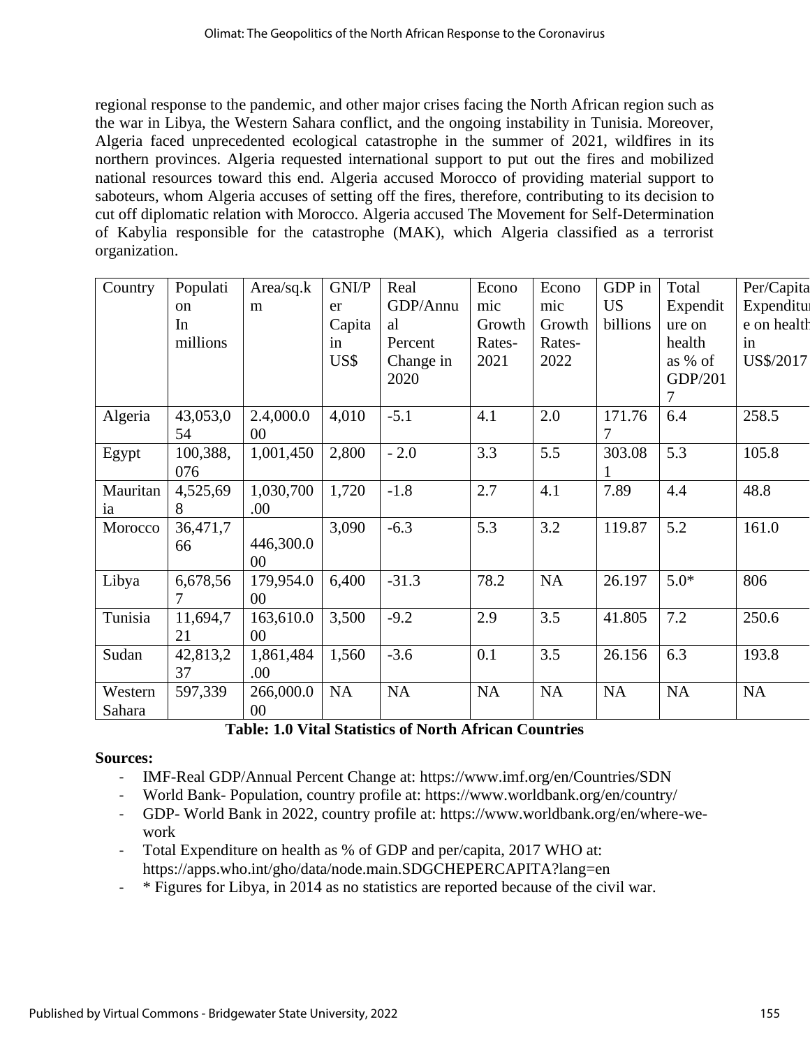regional response to the pandemic, and other major crises facing the North African region such as the war in Libya, the Western Sahara conflict, and the ongoing instability in Tunisia. Moreover, Algeria faced unprecedented ecological catastrophe in the summer of 2021, wildfires in its northern provinces. Algeria requested international support to put out the fires and mobilized national resources toward this end. Algeria accused Morocco of providing material support to saboteurs, whom Algeria accuses of setting off the fires, therefore, contributing to its decision to cut off diplomatic relation with Morocco. Algeria accused The Movement for Self-Determination of Kabylia responsible for the catastrophe (MAK), which Algeria classified as a terrorist organization.

| Country | Population In millions | Area/sq.km | GNI/Per Capita in US$ | Real GDP/Annual Percent Change in 2020 | Economic Growth Rates-2021 | Economic Growth Rates-2022 | GDP in US billions | Total Expenditure on health as % of GDP/2017 | Per/Capita Expenditure on health in US$/2017 |
|---|---|---|---|---|---|---|---|---|---|
| Algeria | 43,053,054 | 2.4,000.000 | 4,010 | -5.1 | 4.1 | 2.0 | 171.767 | 6.4 | 258.5 |
| Egypt | 100,388,076 | 1,001,450 | 2,800 | - 2.0 | 3.3 | 5.5 | 303.081 | 5.3 | 105.8 |
| Mauritania | 4,525,698 | 1,030,700.00 | 1,720 | -1.8 | 2.7 | 4.1 | 7.89 | 4.4 | 48.8 |
| Morocco | 36,471,766 | 446,300.000 | 3,090 | -6.3 | 5.3 | 3.2 | 119.87 | 5.2 | 161.0 |
| Libya | 6,678,567 | 179,954.000 | 6,400 | -31.3 | 78.2 | NA | 26.197 | 5.0* | 806 |
| Tunisia | 11,694,721 | 163,610.000 | 3,500 | -9.2 | 2.9 | 3.5 | 41.805 | 7.2 | 250.6 |
| Sudan | 42,813,237 | 1,861,484.00 | 1,560 | -3.6 | 0.1 | 3.5 | 26.156 | 6.3 | 193.8 |
| Western Sahara | 597,339 | 266,000.000 | NA | NA | NA | NA | NA | NA | NA |

**Table: 1.0 Vital Statistics of North African Countries**

**Sources:**

- IMF-Real GDP/Annual Percent Change at: https://www.imf.org/en/Countries/SDN
- World Bank- Population, country profile at: https://www.worldbank.org/en/country/
- GDP- World Bank in 2022, country profile at: https://www.worldbank.org/en/where-we-work
- Total Expenditure on health as % of GDP and per/capita, 2017 WHO at: https://apps.who.int/gho/data/node.main.SDGCHEPERCAPITA?lang=en
- * Figures for Libya, in 2014 as no statistics are reported because of the civil war.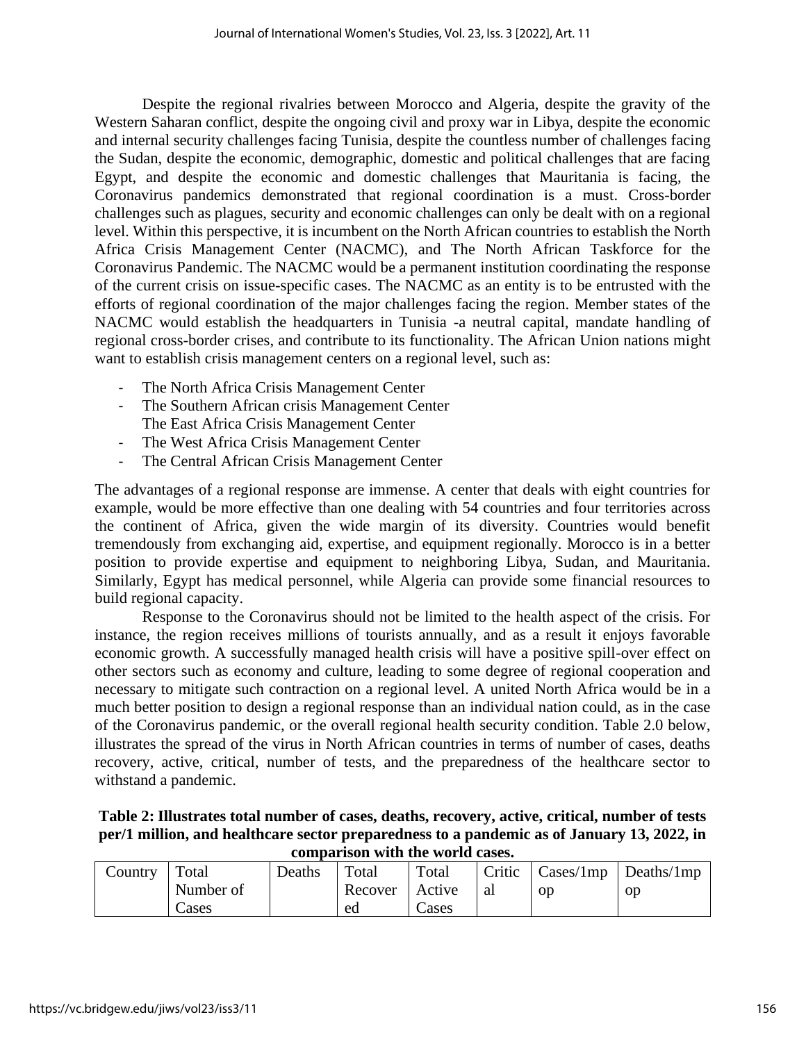Despite the regional rivalries between Morocco and Algeria, despite the gravity of the Western Saharan conflict, despite the ongoing civil and proxy war in Libya, despite the economic and internal security challenges facing Tunisia, despite the countless number of challenges facing the Sudan, despite the economic, demographic, domestic and political challenges that are facing Egypt, and despite the economic and domestic challenges that Mauritania is facing, the Coronavirus pandemics demonstrated that regional coordination is a must. Cross-border challenges such as plagues, security and economic challenges can only be dealt with on a regional level. Within this perspective, it is incumbent on the North African countries to establish the North Africa Crisis Management Center (NACMC), and The North African Taskforce for the Coronavirus Pandemic. The NACMC would be a permanent institution coordinating the response of the current crisis on issue-specific cases. The NACMC as an entity is to be entrusted with the efforts of regional coordination of the major challenges facing the region. Member states of the NACMC would establish the headquarters in Tunisia -a neutral capital, mandate handling of regional cross-border crises, and contribute to its functionality. The African Union nations might want to establish crisis management centers on a regional level, such as:

- The North Africa Crisis Management Center
- The Southern African crisis Management Center
  The East Africa Crisis Management Center
- The West Africa Crisis Management Center
- The Central African Crisis Management Center

The advantages of a regional response are immense. A center that deals with eight countries for example, would be more effective than one dealing with 54 countries and four territories across the continent of Africa, given the wide margin of its diversity. Countries would benefit tremendously from exchanging aid, expertise, and equipment regionally. Morocco is in a better position to provide expertise and equipment to neighboring Libya, Sudan, and Mauritania. Similarly, Egypt has medical personnel, while Algeria can provide some financial resources to build regional capacity.

Response to the Coronavirus should not be limited to the health aspect of the crisis. For instance, the region receives millions of tourists annually, and as a result it enjoys favorable economic growth. A successfully managed health crisis will have a positive spill-over effect on other sectors such as economy and culture, leading to some degree of regional cooperation and necessary to mitigate such contraction on a regional level. A united North Africa would be in a much better position to design a regional response than an individual nation could, as in the case of the Coronavirus pandemic, or the overall regional health security condition. Table 2.0 below, illustrates the spread of the virus in North African countries in terms of number of cases, deaths recovery, active, critical, number of tests, and the preparedness of the healthcare sector to withstand a pandemic.

**Table 2: Illustrates total number of cases, deaths, recovery, active, critical, number of tests per/1 million, and healthcare sector preparedness to a pandemic as of January 13, 2022, in comparison with the world cases.**

| Country | Total Number of Cases | Deaths | Total Recovered | Total Active Cases | Critical | Cases/1mpop | Deaths/1mpop |
|---|---|---|---|---|---|---|---|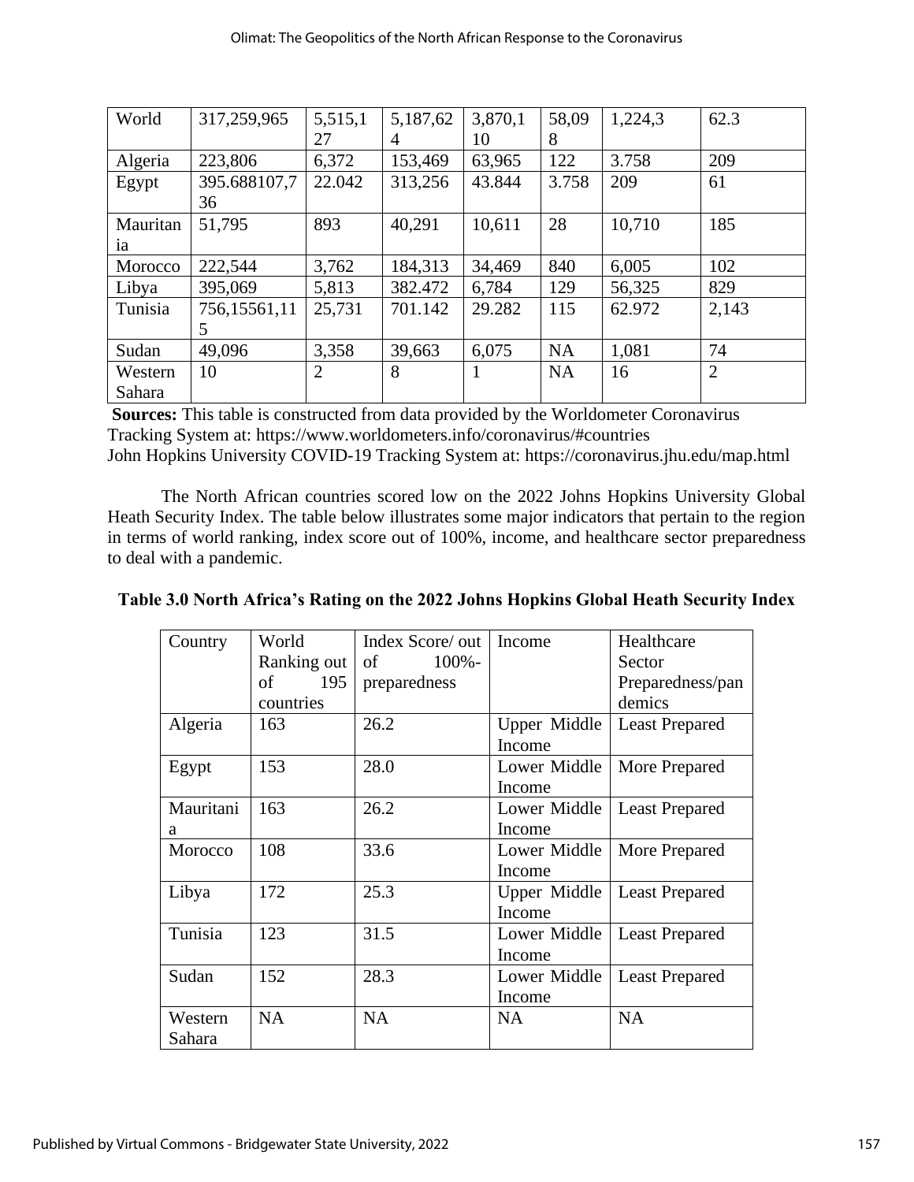| World | 317,259,965 | 5,515,127 | 5,187,624 | 3,870,110 | 58,098 | 1,224,3 | 62.3 |
|---|---|---|---|---|---|---|---|
| Algeria | 223,806 | 6,372 | 153,469 | 63,965 | 122 | 3.758 | 209 |
| Egypt | 395.688107,736 | 22.042 | 313,256 | 43.844 | 3.758 | 209 | 61 |
| Mauritania | 51,795 | 893 | 40,291 | 10,611 | 28 | 10,710 | 185 |
| Morocco | 222,544 | 3,762 | 184,313 | 34,469 | 840 | 6,005 | 102 |
| Libya | 395,069 | 5,813 | 382.472 | 6,784 | 129 | 56,325 | 829 |
| Tunisia | 756,15561,115 | 25,731 | 701.142 | 29.282 | 115 | 62.972 | 2,143 |
| Sudan | 49,096 | 3,358 | 39,663 | 6,075 | NA | 1,081 | 74 |
| Western Sahara | 10 | 2 | 8 | 1 | NA | 16 | 2 |

**Sources:** This table is constructed from data provided by the Worldometer Coronavirus Tracking System at: https://www.worldometers.info/coronavirus/#countries
John Hopkins University COVID-19 Tracking System at: https://coronavirus.jhu.edu/map.html

The North African countries scored low on the 2022 Johns Hopkins University Global Heath Security Index. The table below illustrates some major indicators that pertain to the region in terms of world ranking, index score out of 100%, income, and healthcare sector preparedness to deal with a pandemic.

**Table 3.0 North Africa's Rating on the 2022 Johns Hopkins Global Heath Security Index**

| Country | World Ranking out of 195 countries | Index Score/ out of 100%-preparedness | Income | Healthcare Sector Preparedness/pandemics |
|---|---|---|---|---|
| Algeria | 163 | 26.2 | Upper Middle Income | Least Prepared |
| Egypt | 153 | 28.0 | Lower Middle Income | More Prepared |
| Mauritania | 163 | 26.2 | Lower Middle Income | Least Prepared |
| Morocco | 108 | 33.6 | Lower Middle Income | More Prepared |
| Libya | 172 | 25.3 | Upper Middle Income | Least Prepared |
| Tunisia | 123 | 31.5 | Lower Middle Income | Least Prepared |
| Sudan | 152 | 28.3 | Lower Middle Income | Least Prepared |
| Western Sahara | NA | NA | NA | NA |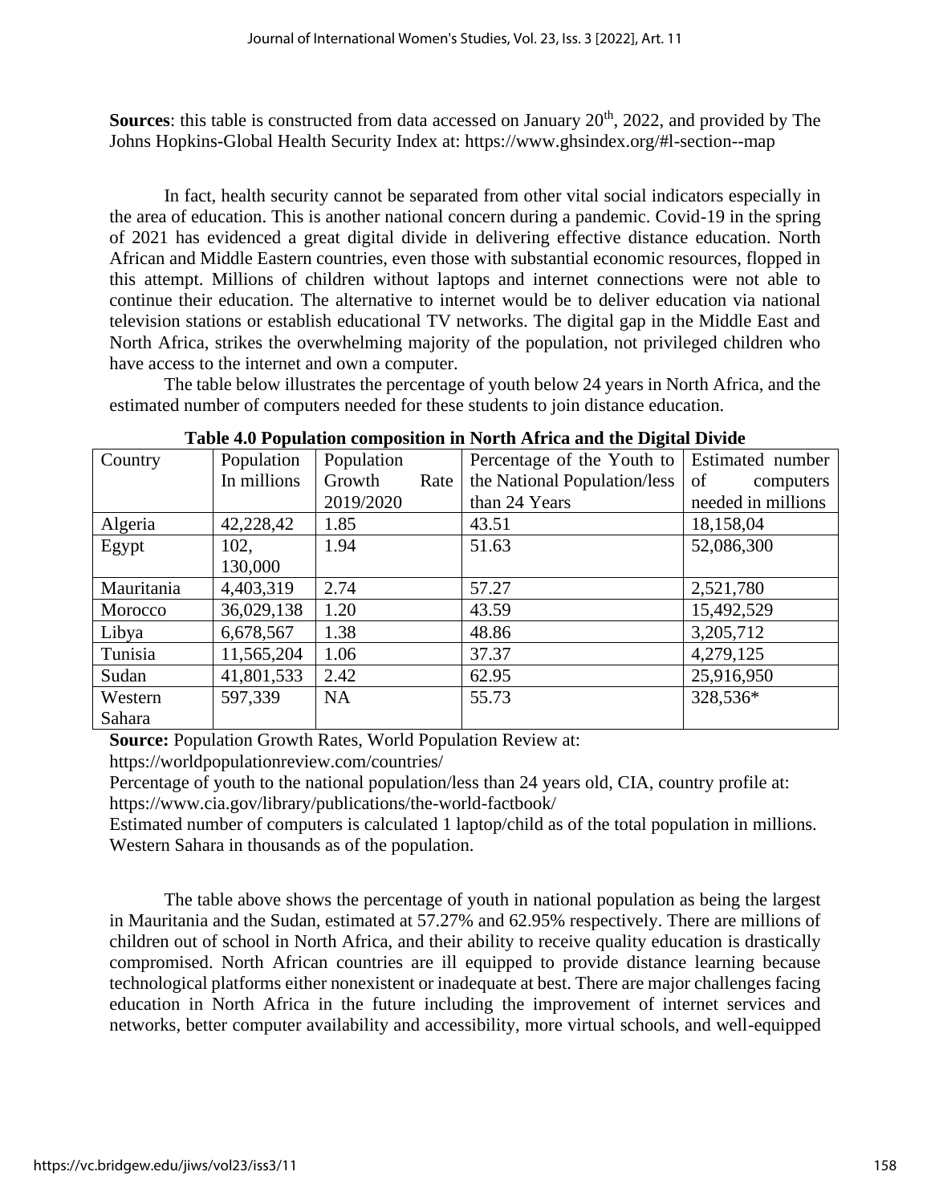**Sources**: this table is constructed from data accessed on January 20th, 2022, and provided by The Johns Hopkins-Global Health Security Index at: https://www.ghsindex.org/#l-section--map

In fact, health security cannot be separated from other vital social indicators especially in the area of education. This is another national concern during a pandemic. Covid-19 in the spring of 2021 has evidenced a great digital divide in delivering effective distance education. North African and Middle Eastern countries, even those with substantial economic resources, flopped in this attempt. Millions of children without laptops and internet connections were not able to continue their education. The alternative to internet would be to deliver education via national television stations or establish educational TV networks. The digital gap in the Middle East and North Africa, strikes the overwhelming majority of the population, not privileged children who have access to the internet and own a computer.

The table below illustrates the percentage of youth below 24 years in North Africa, and the estimated number of computers needed for these students to join distance education.

**Table 4.0 Population composition in North Africa and the Digital Divide**

| Country | Population In millions | Population Growth Rate 2019/2020 | Percentage of the Youth to the National Population/less than 24 Years | Estimated number of computers needed in millions |
|---|---|---|---|---|
| Algeria | 42,228,42 | 1.85 | 43.51 | 18,158,04 |
| Egypt | 102, 130,000 | 1.94 | 51.63 | 52,086,300 |
| Mauritania | 4,403,319 | 2.74 | 57.27 | 2,521,780 |
| Morocco | 36,029,138 | 1.20 | 43.59 | 15,492,529 |
| Libya | 6,678,567 | 1.38 | 48.86 | 3,205,712 |
| Tunisia | 11,565,204 | 1.06 | 37.37 | 4,279,125 |
| Sudan | 41,801,533 | 2.42 | 62.95 | 25,916,950 |
| Western Sahara | 597,339 | NA | 55.73 | 328,536* |

**Source:** Population Growth Rates, World Population Review at: https://worldpopulationreview.com/countries/

Percentage of youth to the national population/less than 24 years old, CIA, country profile at: https://www.cia.gov/library/publications/the-world-factbook/

Estimated number of computers is calculated 1 laptop/child as of the total population in millions. Western Sahara in thousands as of the population.

The table above shows the percentage of youth in national population as being the largest in Mauritania and the Sudan, estimated at 57.27% and 62.95% respectively. There are millions of children out of school in North Africa, and their ability to receive quality education is drastically compromised. North African countries are ill equipped to provide distance learning because technological platforms either nonexistent or inadequate at best. There are major challenges facing education in North Africa in the future including the improvement of internet services and networks, better computer availability and accessibility, more virtual schools, and well-equipped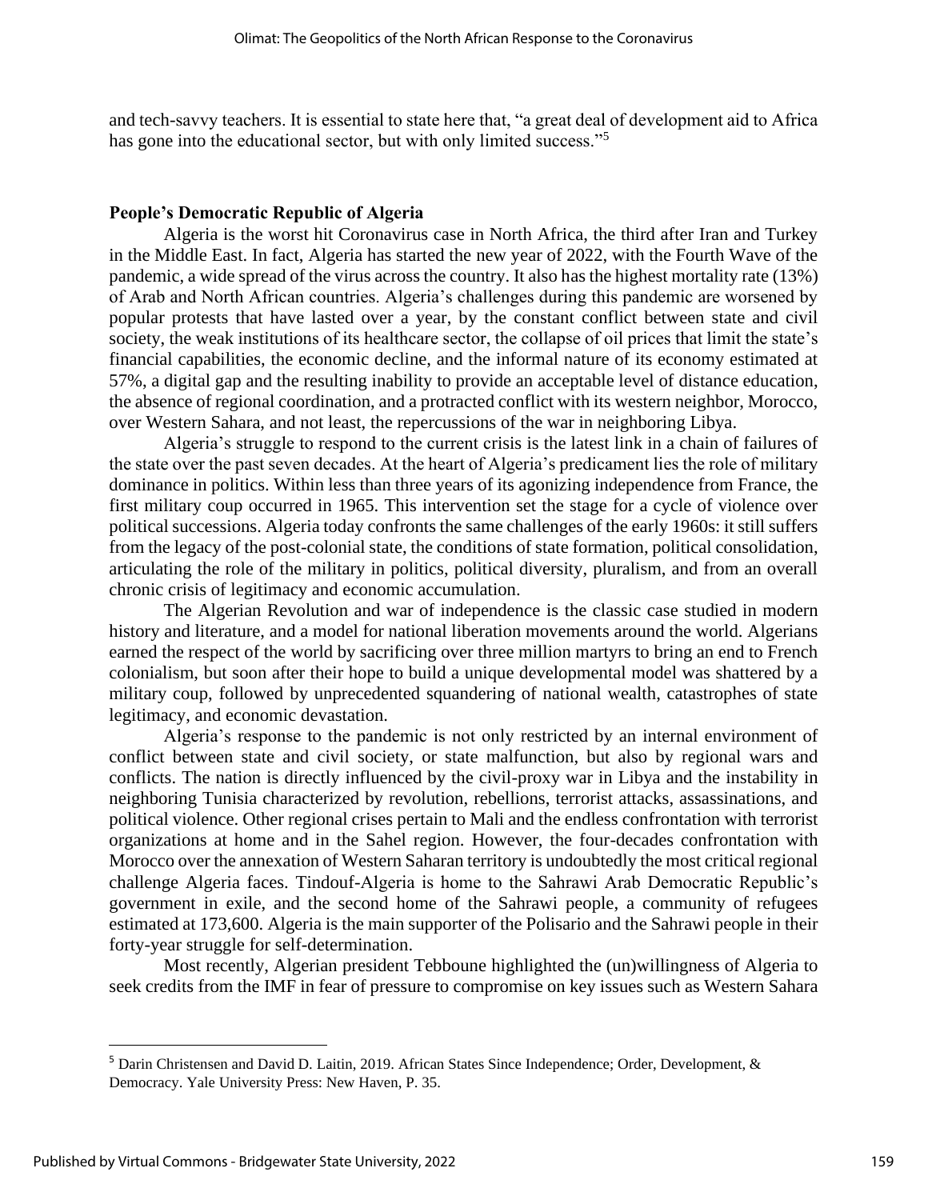and tech-savvy teachers. It is essential to state here that, "a great deal of development aid to Africa has gone into the educational sector, but with only limited success."[5]

**People's Democratic Republic of Algeria**

Algeria is the worst hit Coronavirus case in North Africa, the third after Iran and Turkey in the Middle East. In fact, Algeria has started the new year of 2022, with the Fourth Wave of the pandemic, a wide spread of the virus across the country. It also has the highest mortality rate (13%) of Arab and North African countries. Algeria's challenges during this pandemic are worsened by popular protests that have lasted over a year, by the constant conflict between state and civil society, the weak institutions of its healthcare sector, the collapse of oil prices that limit the state's financial capabilities, the economic decline, and the informal nature of its economy estimated at 57%, a digital gap and the resulting inability to provide an acceptable level of distance education, the absence of regional coordination, and a protracted conflict with its western neighbor, Morocco, over Western Sahara, and not least, the repercussions of the war in neighboring Libya.

Algeria's struggle to respond to the current crisis is the latest link in a chain of failures of the state over the past seven decades. At the heart of Algeria's predicament lies the role of military dominance in politics. Within less than three years of its agonizing independence from France, the first military coup occurred in 1965. This intervention set the stage for a cycle of violence over political successions. Algeria today confronts the same challenges of the early 1960s: it still suffers from the legacy of the post-colonial state, the conditions of state formation, political consolidation, articulating the role of the military in politics, political diversity, pluralism, and from an overall chronic crisis of legitimacy and economic accumulation.

The Algerian Revolution and war of independence is the classic case studied in modern history and literature, and a model for national liberation movements around the world. Algerians earned the respect of the world by sacrificing over three million martyrs to bring an end to French colonialism, but soon after their hope to build a unique developmental model was shattered by a military coup, followed by unprecedented squandering of national wealth, catastrophes of state legitimacy, and economic devastation.

Algeria's response to the pandemic is not only restricted by an internal environment of conflict between state and civil society, or state malfunction, but also by regional wars and conflicts. The nation is directly influenced by the civil-proxy war in Libya and the instability in neighboring Tunisia characterized by revolution, rebellions, terrorist attacks, assassinations, and political violence. Other regional crises pertain to Mali and the endless confrontation with terrorist organizations at home and in the Sahel region. However, the four-decades confrontation with Morocco over the annexation of Western Saharan territory is undoubtedly the most critical regional challenge Algeria faces. Tindouf-Algeria is home to the Sahrawi Arab Democratic Republic's government in exile, and the second home of the Sahrawi people, a community of refugees estimated at 173,600. Algeria is the main supporter of the Polisario and the Sahrawi people in their forty-year struggle for self-determination.

Most recently, Algerian president Tebboune highlighted the (un)willingness of Algeria to seek credits from the IMF in fear of pressure to compromise on key issues such as Western Sahara

---

[5] Darin Christensen and David D. Laitin, 2019. African States Since Independence; Order, Development, & Democracy. Yale University Press: New Haven, P. 35.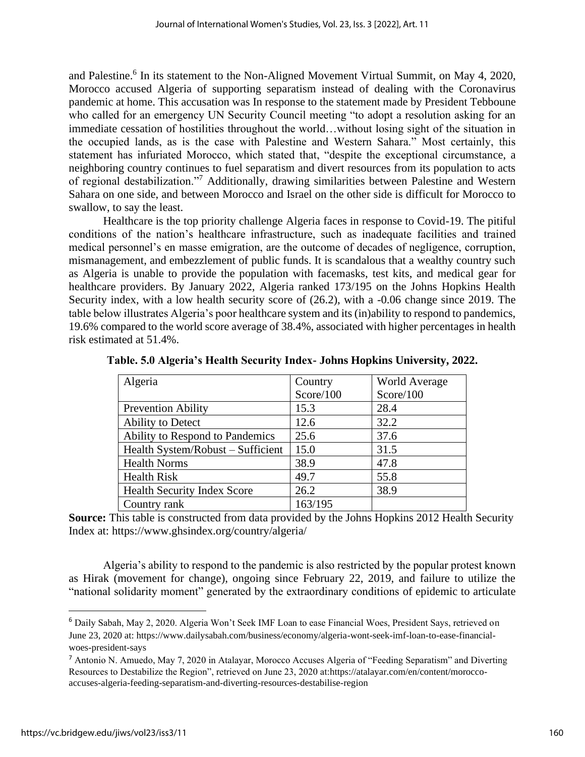and Palestine.[6] In its statement to the Non-Aligned Movement Virtual Summit, on May 4, 2020, Morocco accused Algeria of supporting separatism instead of dealing with the Coronavirus pandemic at home. This accusation was In response to the statement made by President Tebboune who called for an emergency UN Security Council meeting "to adopt a resolution asking for an immediate cessation of hostilities throughout the world…without losing sight of the situation in the occupied lands, as is the case with Palestine and Western Sahara." Most certainly, this statement has infuriated Morocco, which stated that, "despite the exceptional circumstance, a neighboring country continues to fuel separatism and divert resources from its population to acts of regional destabilization."[7] Additionally, drawing similarities between Palestine and Western Sahara on one side, and between Morocco and Israel on the other side is difficult for Morocco to swallow, to say the least.

Healthcare is the top priority challenge Algeria faces in response to Covid-19. The pitiful conditions of the nation's healthcare infrastructure, such as inadequate facilities and trained medical personnel's en masse emigration, are the outcome of decades of negligence, corruption, mismanagement, and embezzlement of public funds. It is scandalous that a wealthy country such as Algeria is unable to provide the population with facemasks, test kits, and medical gear for healthcare providers. By January 2022, Algeria ranked 173/195 on the Johns Hopkins Health Security index, with a low health security score of (26.2), with a -0.06 change since 2019. The table below illustrates Algeria's poor healthcare system and its (in)ability to respond to pandemics, 19.6% compared to the world score average of 38.4%, associated with higher percentages in health risk estimated at 51.4%.

**Table. 5.0 Algeria's Health Security Index- Johns Hopkins University, 2022.**

| Algeria | Country Score/100 | World Average Score/100 |
|---|---|---|
| Prevention Ability | 15.3 | 28.4 |
| Ability to Detect | 12.6 | 32.2 |
| Ability to Respond to Pandemics | 25.6 | 37.6 |
| Health System/Robust – Sufficient | 15.0 | 31.5 |
| Health Norms | 38.9 | 47.8 |
| Health Risk | 49.7 | 55.8 |
| Health Security Index Score | 26.2 | 38.9 |
| Country rank | 163/195 | |

**Source:** This table is constructed from data provided by the Johns Hopkins 2012 Health Security Index at: https://www.ghsindex.org/country/algeria/

Algeria's ability to respond to the pandemic is also restricted by the popular protest known as Hirak (movement for change), ongoing since February 22, 2019, and failure to utilize the "national solidarity moment" generated by the extraordinary conditions of epidemic to articulate

---

[6] Daily Sabah, May 2, 2020. Algeria Won't Seek IMF Loan to ease Financial Woes, President Says, retrieved on June 23, 2020 at: https://www.dailysabah.com/business/economy/algeria-wont-seek-imf-loan-to-ease-financial-woes-president-says

[7] Antonio N. Amuedo, May 7, 2020 in Atalayar, Morocco Accuses Algeria of "Feeding Separatism" and Diverting Resources to Destabilize the Region", retrieved on June 23, 2020 at:https://atalayar.com/en/content/morocco-accuses-algeria-feeding-separatism-and-diverting-resources-destabilise-region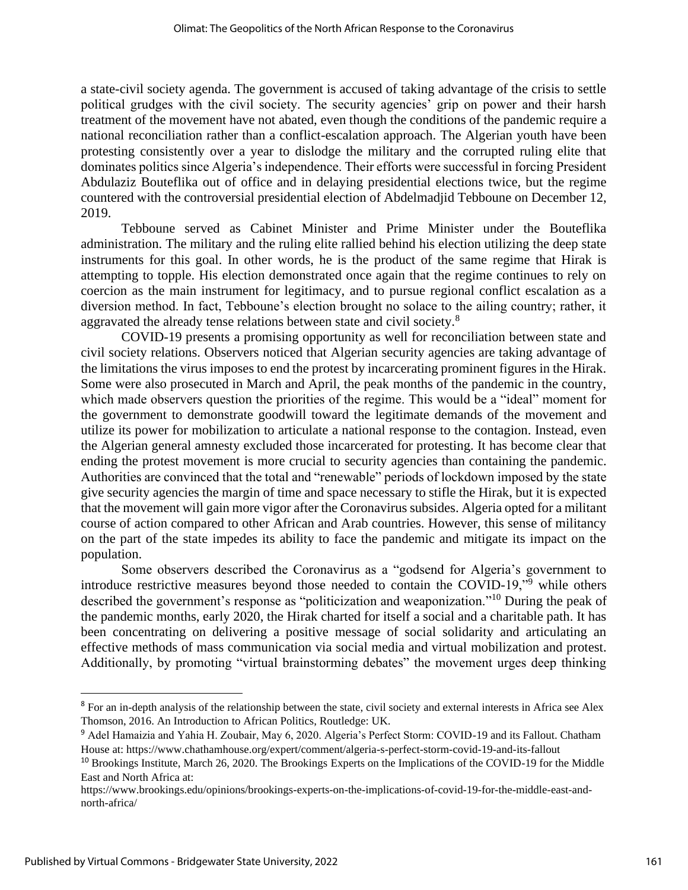a state-civil society agenda. The government is accused of taking advantage of the crisis to settle political grudges with the civil society. The security agencies' grip on power and their harsh treatment of the movement have not abated, even though the conditions of the pandemic require a national reconciliation rather than a conflict-escalation approach. The Algerian youth have been protesting consistently over a year to dislodge the military and the corrupted ruling elite that dominates politics since Algeria's independence. Their efforts were successful in forcing President Abdulaziz Bouteflika out of office and in delaying presidential elections twice, but the regime countered with the controversial presidential election of Abdelmadjid Tebboune on December 12, 2019.

Tebboune served as Cabinet Minister and Prime Minister under the Bouteflika administration. The military and the ruling elite rallied behind his election utilizing the deep state instruments for this goal. In other words, he is the product of the same regime that Hirak is attempting to topple. His election demonstrated once again that the regime continues to rely on coercion as the main instrument for legitimacy, and to pursue regional conflict escalation as a diversion method. In fact, Tebboune's election brought no solace to the ailing country; rather, it aggravated the already tense relations between state and civil society.[8]

COVID-19 presents a promising opportunity as well for reconciliation between state and civil society relations. Observers noticed that Algerian security agencies are taking advantage of the limitations the virus imposes to end the protest by incarcerating prominent figures in the Hirak. Some were also prosecuted in March and April, the peak months of the pandemic in the country, which made observers question the priorities of the regime. This would be a "ideal" moment for the government to demonstrate goodwill toward the legitimate demands of the movement and utilize its power for mobilization to articulate a national response to the contagion. Instead, even the Algerian general amnesty excluded those incarcerated for protesting. It has become clear that ending the protest movement is more crucial to security agencies than containing the pandemic. Authorities are convinced that the total and "renewable" periods of lockdown imposed by the state give security agencies the margin of time and space necessary to stifle the Hirak, but it is expected that the movement will gain more vigor after the Coronavirus subsides. Algeria opted for a militant course of action compared to other African and Arab countries. However, this sense of militancy on the part of the state impedes its ability to face the pandemic and mitigate its impact on the population.

Some observers described the Coronavirus as a "godsend for Algeria's government to introduce restrictive measures beyond those needed to contain the COVID-19,"[9] while others described the government's response as "politicization and weaponization."[10] During the peak of the pandemic months, early 2020, the Hirak charted for itself a social and a charitable path. It has been concentrating on delivering a positive message of social solidarity and articulating an effective methods of mass communication via social media and virtual mobilization and protest. Additionally, by promoting "virtual brainstorming debates" the movement urges deep thinking

---

[8] For an in-depth analysis of the relationship between the state, civil society and external interests in Africa see Alex Thomson, 2016. An Introduction to African Politics, Routledge: UK.

[9] Adel Hamaizia and Yahia H. Zoubair, May 6, 2020. Algeria's Perfect Storm: COVID-19 and its Fallout. Chatham House at: https://www.chathamhouse.org/expert/comment/algeria-s-perfect-storm-covid-19-and-its-fallout

[10] Brookings Institute, March 26, 2020. The Brookings Experts on the Implications of the COVID-19 for the Middle East and North Africa at: https://www.brookings.edu/opinions/brookings-experts-on-the-implications-of-covid-19-for-the-middle-east-and-north-africa/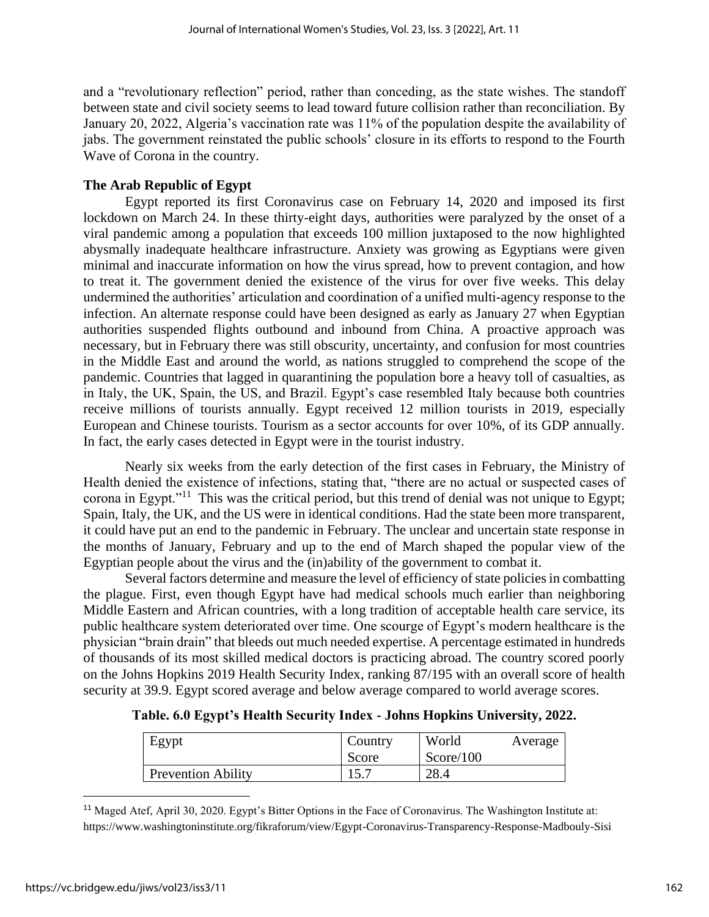and a "revolutionary reflection" period, rather than conceding, as the state wishes. The standoff between state and civil society seems to lead toward future collision rather than reconciliation. By January 20, 2022, Algeria's vaccination rate was 11% of the population despite the availability of jabs. The government reinstated the public schools' closure in its efforts to respond to the Fourth Wave of Corona in the country.

**The Arab Republic of Egypt**

Egypt reported its first Coronavirus case on February 14, 2020 and imposed its first lockdown on March 24. In these thirty-eight days, authorities were paralyzed by the onset of a viral pandemic among a population that exceeds 100 million juxtaposed to the now highlighted abysmally inadequate healthcare infrastructure. Anxiety was growing as Egyptians were given minimal and inaccurate information on how the virus spread, how to prevent contagion, and how to treat it. The government denied the existence of the virus for over five weeks. This delay undermined the authorities' articulation and coordination of a unified multi-agency response to the infection. An alternate response could have been designed as early as January 27 when Egyptian authorities suspended flights outbound and inbound from China. A proactive approach was necessary, but in February there was still obscurity, uncertainty, and confusion for most countries in the Middle East and around the world, as nations struggled to comprehend the scope of the pandemic. Countries that lagged in quarantining the population bore a heavy toll of casualties, as in Italy, the UK, Spain, the US, and Brazil. Egypt's case resembled Italy because both countries receive millions of tourists annually. Egypt received 12 million tourists in 2019, especially European and Chinese tourists. Tourism as a sector accounts for over 10%, of its GDP annually. In fact, the early cases detected in Egypt were in the tourist industry.

Nearly six weeks from the early detection of the first cases in February, the Ministry of Health denied the existence of infections, stating that, "there are no actual or suspected cases of corona in Egypt."[11] This was the critical period, but this trend of denial was not unique to Egypt; Spain, Italy, the UK, and the US were in identical conditions. Had the state been more transparent, it could have put an end to the pandemic in February. The unclear and uncertain state response in the months of January, February and up to the end of March shaped the popular view of the Egyptian people about the virus and the (in)ability of the government to combat it.

Several factors determine and measure the level of efficiency of state policies in combatting the plague. First, even though Egypt have had medical schools much earlier than neighboring Middle Eastern and African countries, with a long tradition of acceptable health care service, its public healthcare system deteriorated over time. One scourge of Egypt's modern healthcare is the physician "brain drain" that bleeds out much needed expertise. A percentage estimated in hundreds of thousands of its most skilled medical doctors is practicing abroad. The country scored poorly on the Johns Hopkins 2019 Health Security Index, ranking 87/195 with an overall score of health security at 39.9. Egypt scored average and below average compared to world average scores.

**Table. 6.0 Egypt's Health Security Index - Johns Hopkins University, 2022.**

| Egypt | Country Score | World Average Score/100 |
|---|---|---|
| Prevention Ability | 15.7 | 28.4 |

[11] Maged Atef, April 30, 2020. Egypt's Bitter Options in the Face of Coronavirus. The Washington Institute at: https://www.washingtoninstitute.org/fikraforum/view/Egypt-Coronavirus-Transparency-Response-Madbouly-Sisi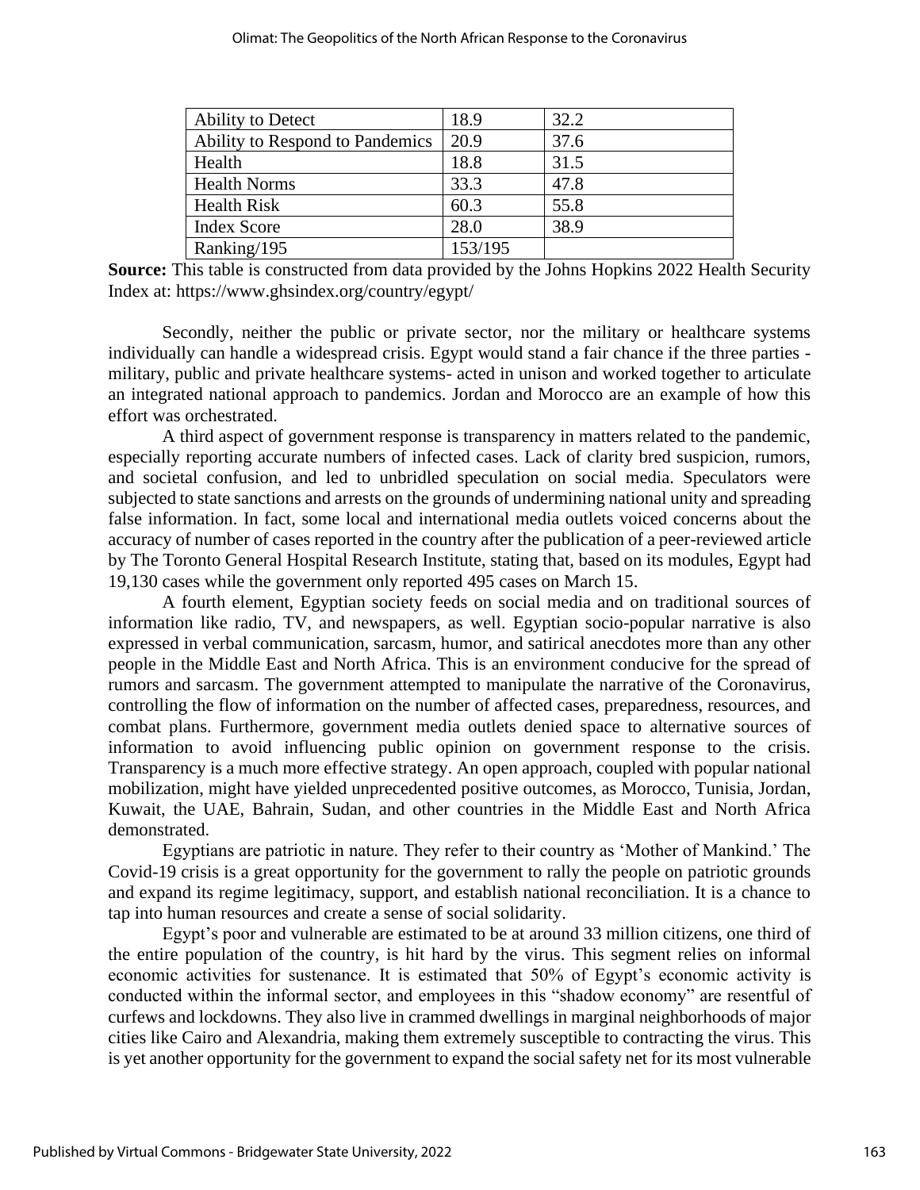| Ability to Detect | 18.9 | 32.2 |
|---|---|---|
| Ability to Respond to Pandemics | 20.9 | 37.6 |
| Health | 18.8 | 31.5 |
| Health Norms | 33.3 | 47.8 |
| Health Risk | 60.3 | 55.8 |
| Index Score | 28.0 | 38.9 |
| Ranking/195 | 153/195 | |

**Source:** This table is constructed from data provided by the Johns Hopkins 2022 Health Security Index at: https://www.ghsindex.org/country/egypt/

Secondly, neither the public or private sector, nor the military or healthcare systems individually can handle a widespread crisis. Egypt would stand a fair chance if the three parties - military, public and private healthcare systems- acted in unison and worked together to articulate an integrated national approach to pandemics. Jordan and Morocco are an example of how this effort was orchestrated.

A third aspect of government response is transparency in matters related to the pandemic, especially reporting accurate numbers of infected cases. Lack of clarity bred suspicion, rumors, and societal confusion, and led to unbridled speculation on social media. Speculators were subjected to state sanctions and arrests on the grounds of undermining national unity and spreading false information. In fact, some local and international media outlets voiced concerns about the accuracy of number of cases reported in the country after the publication of a peer-reviewed article by The Toronto General Hospital Research Institute, stating that, based on its modules, Egypt had 19,130 cases while the government only reported 495 cases on March 15.

A fourth element, Egyptian society feeds on social media and on traditional sources of information like radio, TV, and newspapers, as well. Egyptian socio-popular narrative is also expressed in verbal communication, sarcasm, humor, and satirical anecdotes more than any other people in the Middle East and North Africa. This is an environment conducive for the spread of rumors and sarcasm. The government attempted to manipulate the narrative of the Coronavirus, controlling the flow of information on the number of affected cases, preparedness, resources, and combat plans. Furthermore, government media outlets denied space to alternative sources of information to avoid influencing public opinion on government response to the crisis. Transparency is a much more effective strategy. An open approach, coupled with popular national mobilization, might have yielded unprecedented positive outcomes, as Morocco, Tunisia, Jordan, Kuwait, the UAE, Bahrain, Sudan, and other countries in the Middle East and North Africa demonstrated.

Egyptians are patriotic in nature. They refer to their country as 'Mother of Mankind.' The Covid-19 crisis is a great opportunity for the government to rally the people on patriotic grounds and expand its regime legitimacy, support, and establish national reconciliation. It is a chance to tap into human resources and create a sense of social solidarity.

Egypt's poor and vulnerable are estimated to be at around 33 million citizens, one third of the entire population of the country, is hit hard by the virus. This segment relies on informal economic activities for sustenance. It is estimated that 50% of Egypt's economic activity is conducted within the informal sector, and employees in this "shadow economy" are resentful of curfews and lockdowns. They also live in crammed dwellings in marginal neighborhoods of major cities like Cairo and Alexandria, making them extremely susceptible to contracting the virus. This is yet another opportunity for the government to expand the social safety net for its most vulnerable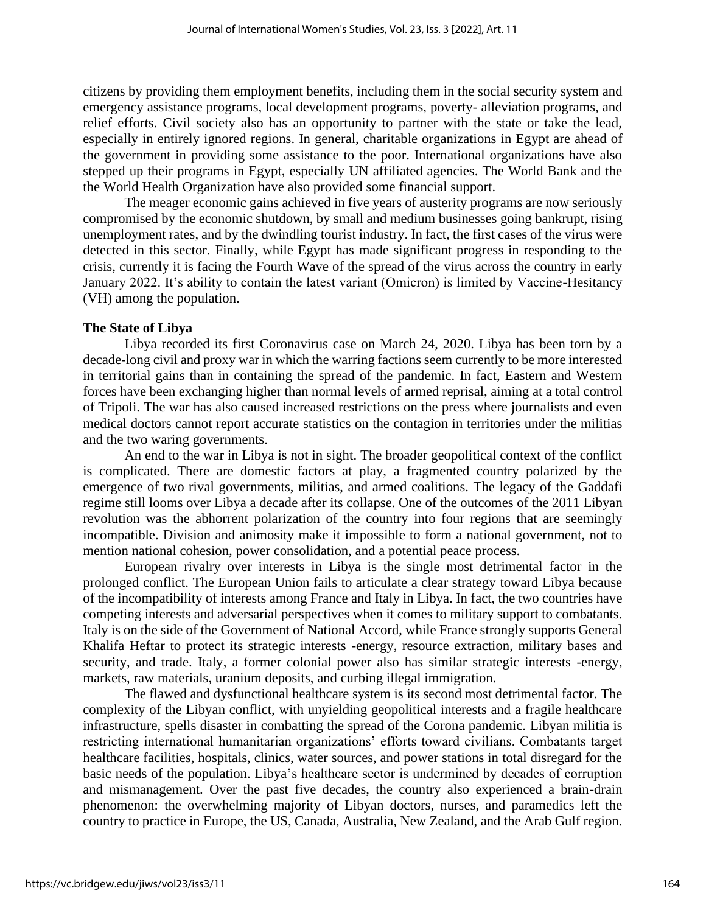citizens by providing them employment benefits, including them in the social security system and emergency assistance programs, local development programs, poverty- alleviation programs, and relief efforts. Civil society also has an opportunity to partner with the state or take the lead, especially in entirely ignored regions. In general, charitable organizations in Egypt are ahead of the government in providing some assistance to the poor. International organizations have also stepped up their programs in Egypt, especially UN affiliated agencies. The World Bank and the the World Health Organization have also provided some financial support.

The meager economic gains achieved in five years of austerity programs are now seriously compromised by the economic shutdown, by small and medium businesses going bankrupt, rising unemployment rates, and by the dwindling tourist industry. In fact, the first cases of the virus were detected in this sector. Finally, while Egypt has made significant progress in responding to the crisis, currently it is facing the Fourth Wave of the spread of the virus across the country in early January 2022. It's ability to contain the latest variant (Omicron) is limited by Vaccine-Hesitancy (VH) among the population.

**The State of Libya**

Libya recorded its first Coronavirus case on March 24, 2020. Libya has been torn by a decade-long civil and proxy war in which the warring factions seem currently to be more interested in territorial gains than in containing the spread of the pandemic. In fact, Eastern and Western forces have been exchanging higher than normal levels of armed reprisal, aiming at a total control of Tripoli. The war has also caused increased restrictions on the press where journalists and even medical doctors cannot report accurate statistics on the contagion in territories under the militias and the two waring governments.

An end to the war in Libya is not in sight. The broader geopolitical context of the conflict is complicated. There are domestic factors at play, a fragmented country polarized by the emergence of two rival governments, militias, and armed coalitions. The legacy of the Gaddafi regime still looms over Libya a decade after its collapse. One of the outcomes of the 2011 Libyan revolution was the abhorrent polarization of the country into four regions that are seemingly incompatible. Division and animosity make it impossible to form a national government, not to mention national cohesion, power consolidation, and a potential peace process.

European rivalry over interests in Libya is the single most detrimental factor in the prolonged conflict. The European Union fails to articulate a clear strategy toward Libya because of the incompatibility of interests among France and Italy in Libya. In fact, the two countries have competing interests and adversarial perspectives when it comes to military support to combatants. Italy is on the side of the Government of National Accord, while France strongly supports General Khalifa Heftar to protect its strategic interests -energy, resource extraction, military bases and security, and trade. Italy, a former colonial power also has similar strategic interests -energy, markets, raw materials, uranium deposits, and curbing illegal immigration.

The flawed and dysfunctional healthcare system is its second most detrimental factor. The complexity of the Libyan conflict, with unyielding geopolitical interests and a fragile healthcare infrastructure, spells disaster in combatting the spread of the Corona pandemic. Libyan militia is restricting international humanitarian organizations' efforts toward civilians. Combatants target healthcare facilities, hospitals, clinics, water sources, and power stations in total disregard for the basic needs of the population. Libya's healthcare sector is undermined by decades of corruption and mismanagement. Over the past five decades, the country also experienced a brain-drain phenomenon: the overwhelming majority of Libyan doctors, nurses, and paramedics left the country to practice in Europe, the US, Canada, Australia, New Zealand, and the Arab Gulf region.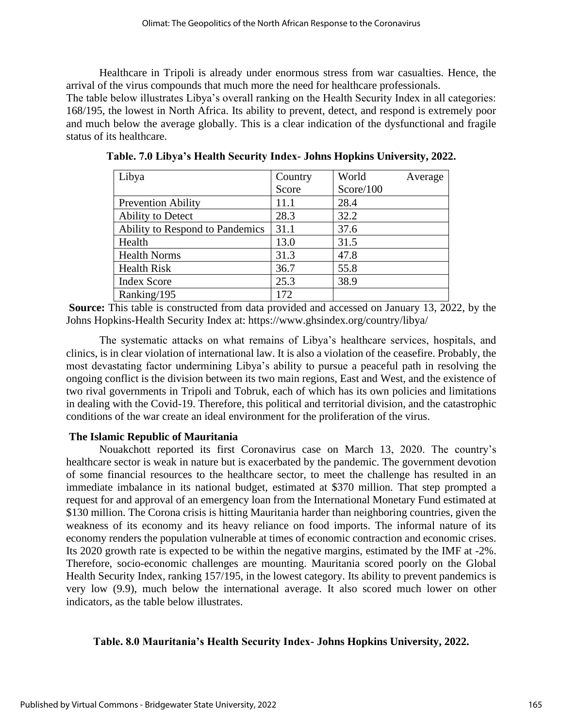Healthcare in Tripoli is already under enormous stress from war casualties. Hence, the arrival of the virus compounds that much more the need for healthcare professionals.

The table below illustrates Libya's overall ranking on the Health Security Index in all categories: 168/195, the lowest in North Africa. Its ability to prevent, detect, and respond is extremely poor and much below the average globally. This is a clear indication of the dysfunctional and fragile status of its healthcare.

**Table. 7.0 Libya's Health Security Index- Johns Hopkins University, 2022.**

| Libya | Country Score | World Average Score/100 |
|---|---|---|
| Prevention Ability | 11.1 | 28.4 |
| Ability to Detect | 28.3 | 32.2 |
| Ability to Respond to Pandemics | 31.1 | 37.6 |
| Health | 13.0 | 31.5 |
| Health Norms | 31.3 | 47.8 |
| Health Risk | 36.7 | 55.8 |
| Index Score | 25.3 | 38.9 |
| Ranking/195 | 172 | |

**Source:** This table is constructed from data provided and accessed on January 13, 2022, by the Johns Hopkins-Health Security Index at: https://www.ghsindex.org/country/libya/

The systematic attacks on what remains of Libya's healthcare services, hospitals, and clinics, is in clear violation of international law. It is also a violation of the ceasefire. Probably, the most devastating factor undermining Libya's ability to pursue a peaceful path in resolving the ongoing conflict is the division between its two main regions, East and West, and the existence of two rival governments in Tripoli and Tobruk, each of which has its own policies and limitations in dealing with the Covid-19. Therefore, this political and territorial division, and the catastrophic conditions of the war create an ideal environment for the proliferation of the virus.

### The Islamic Republic of Mauritania

Nouakchott reported its first Coronavirus case on March 13, 2020. The country's healthcare sector is weak in nature but is exacerbated by the pandemic. The government devotion of some financial resources to the healthcare sector, to meet the challenge has resulted in an immediate imbalance in its national budget, estimated at $370 million. That step prompted a request for and approval of an emergency loan from the International Monetary Fund estimated at $130 million. The Corona crisis is hitting Mauritania harder than neighboring countries, given the weakness of its economy and its heavy reliance on food imports. The informal nature of its economy renders the population vulnerable at times of economic contraction and economic crises. Its 2020 growth rate is expected to be within the negative margins, estimated by the IMF at -2%. Therefore, socio-economic challenges are mounting. Mauritania scored poorly on the Global Health Security Index, ranking 157/195, in the lowest category. Its ability to prevent pandemics is very low (9.9), much below the international average. It also scored much lower on other indicators, as the table below illustrates.

**Table. 8.0 Mauritania's Health Security Index- Johns Hopkins University, 2022.**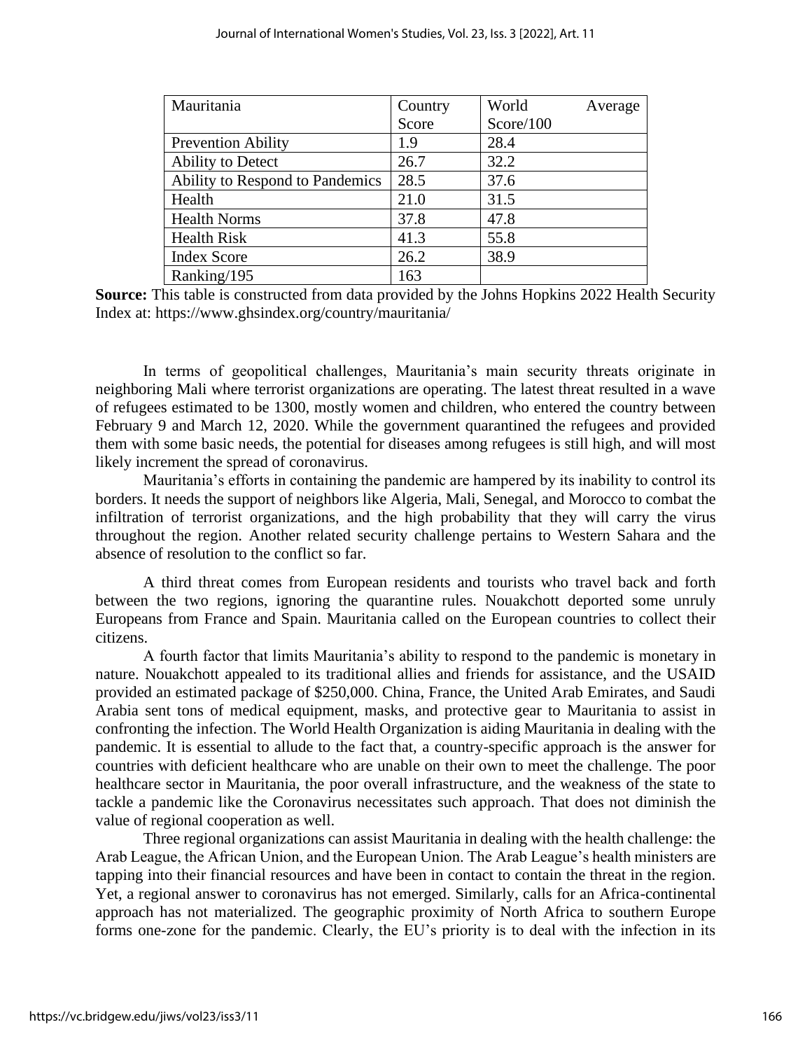| Mauritania | Country Score | World Average Score/100 |
|---|---|---|
| Prevention Ability | 1.9 | 28.4 |
| Ability to Detect | 26.7 | 32.2 |
| Ability to Respond to Pandemics | 28.5 | 37.6 |
| Health | 21.0 | 31.5 |
| Health Norms | 37.8 | 47.8 |
| Health Risk | 41.3 | 55.8 |
| Index Score | 26.2 | 38.9 |
| Ranking/195 | 163 | |

**Source:** This table is constructed from data provided by the Johns Hopkins 2022 Health Security Index at: https://www.ghsindex.org/country/mauritania/

In terms of geopolitical challenges, Mauritania's main security threats originate in neighboring Mali where terrorist organizations are operating. The latest threat resulted in a wave of refugees estimated to be 1300, mostly women and children, who entered the country between February 9 and March 12, 2020. While the government quarantined the refugees and provided them with some basic needs, the potential for diseases among refugees is still high, and will most likely increment the spread of coronavirus.

Mauritania's efforts in containing the pandemic are hampered by its inability to control its borders. It needs the support of neighbors like Algeria, Mali, Senegal, and Morocco to combat the infiltration of terrorist organizations, and the high probability that they will carry the virus throughout the region. Another related security challenge pertains to Western Sahara and the absence of resolution to the conflict so far.

A third threat comes from European residents and tourists who travel back and forth between the two regions, ignoring the quarantine rules. Nouakchott deported some unruly Europeans from France and Spain. Mauritania called on the European countries to collect their citizens.

A fourth factor that limits Mauritania's ability to respond to the pandemic is monetary in nature. Nouakchott appealed to its traditional allies and friends for assistance, and the USAID provided an estimated package of $250,000. China, France, the United Arab Emirates, and Saudi Arabia sent tons of medical equipment, masks, and protective gear to Mauritania to assist in confronting the infection. The World Health Organization is aiding Mauritania in dealing with the pandemic. It is essential to allude to the fact that, a country-specific approach is the answer for countries with deficient healthcare who are unable on their own to meet the challenge. The poor healthcare sector in Mauritania, the poor overall infrastructure, and the weakness of the state to tackle a pandemic like the Coronavirus necessitates such approach. That does not diminish the value of regional cooperation as well.

Three regional organizations can assist Mauritania in dealing with the health challenge: the Arab League, the African Union, and the European Union. The Arab League's health ministers are tapping into their financial resources and have been in contact to contain the threat in the region. Yet, a regional answer to coronavirus has not emerged. Similarly, calls for an Africa-continental approach has not materialized. The geographic proximity of North Africa to southern Europe forms one-zone for the pandemic. Clearly, the EU's priority is to deal with the infection in its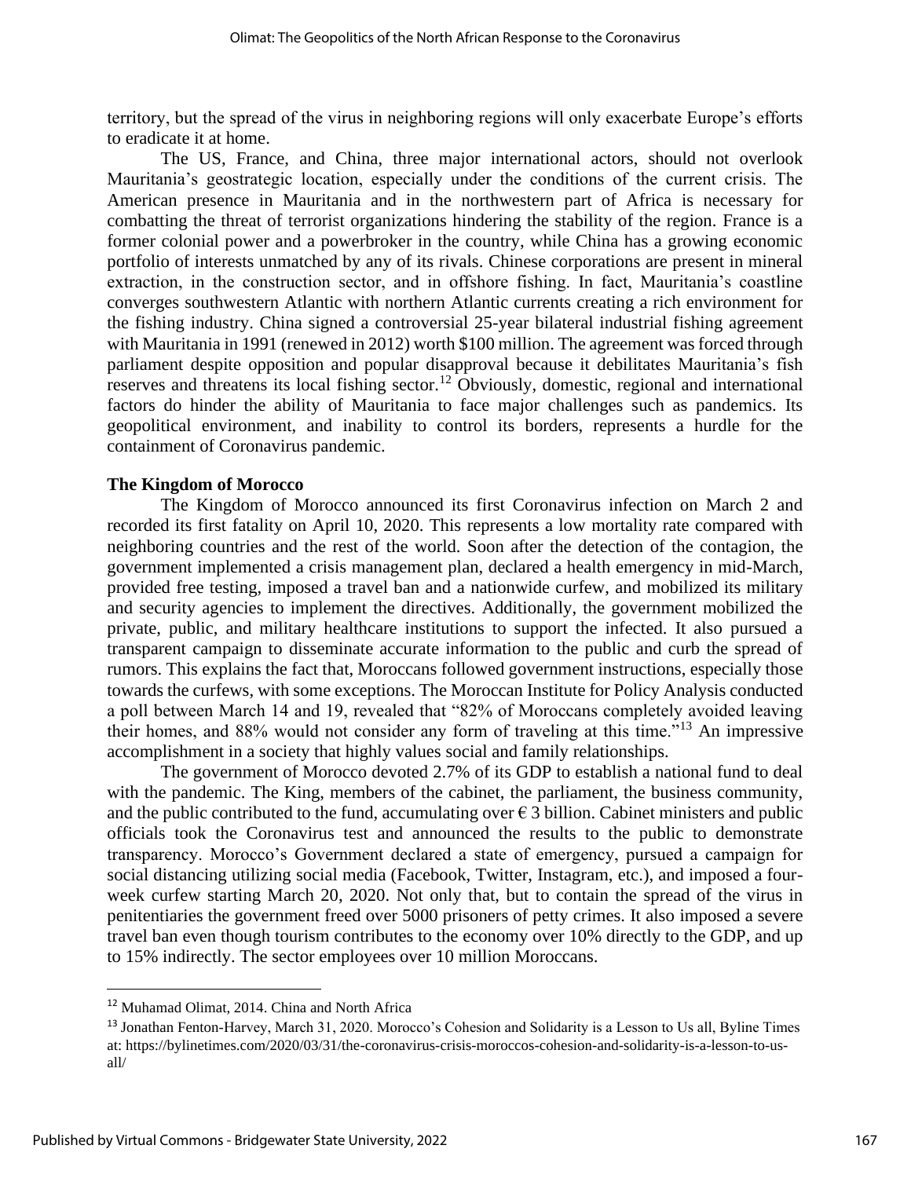territory, but the spread of the virus in neighboring regions will only exacerbate Europe's efforts to eradicate it at home.

The US, France, and China, three major international actors, should not overlook Mauritania's geostrategic location, especially under the conditions of the current crisis. The American presence in Mauritania and in the northwestern part of Africa is necessary for combatting the threat of terrorist organizations hindering the stability of the region. France is a former colonial power and a powerbroker in the country, while China has a growing economic portfolio of interests unmatched by any of its rivals. Chinese corporations are present in mineral extraction, in the construction sector, and in offshore fishing. In fact, Mauritania's coastline converges southwestern Atlantic with northern Atlantic currents creating a rich environment for the fishing industry. China signed a controversial 25-year bilateral industrial fishing agreement with Mauritania in 1991 (renewed in 2012) worth $100 million. The agreement was forced through parliament despite opposition and popular disapproval because it debilitates Mauritania's fish reserves and threatens its local fishing sector.[12] Obviously, domestic, regional and international factors do hinder the ability of Mauritania to face major challenges such as pandemics. Its geopolitical environment, and inability to control its borders, represents a hurdle for the containment of Coronavirus pandemic.

**The Kingdom of Morocco**

The Kingdom of Morocco announced its first Coronavirus infection on March 2 and recorded its first fatality on April 10, 2020. This represents a low mortality rate compared with neighboring countries and the rest of the world. Soon after the detection of the contagion, the government implemented a crisis management plan, declared a health emergency in mid-March, provided free testing, imposed a travel ban and a nationwide curfew, and mobilized its military and security agencies to implement the directives. Additionally, the government mobilized the private, public, and military healthcare institutions to support the infected. It also pursued a transparent campaign to disseminate accurate information to the public and curb the spread of rumors. This explains the fact that, Moroccans followed government instructions, especially those towards the curfews, with some exceptions. The Moroccan Institute for Policy Analysis conducted a poll between March 14 and 19, revealed that "82% of Moroccans completely avoided leaving their homes, and 88% would not consider any form of traveling at this time."[13] An impressive accomplishment in a society that highly values social and family relationships.

The government of Morocco devoted 2.7% of its GDP to establish a national fund to deal with the pandemic. The King, members of the cabinet, the parliament, the business community, and the public contributed to the fund, accumulating over € 3 billion. Cabinet ministers and public officials took the Coronavirus test and announced the results to the public to demonstrate transparency. Morocco's Government declared a state of emergency, pursued a campaign for social distancing utilizing social media (Facebook, Twitter, Instagram, etc.), and imposed a four-week curfew starting March 20, 2020. Not only that, but to contain the spread of the virus in penitentiaries the government freed over 5000 prisoners of petty crimes. It also imposed a severe travel ban even though tourism contributes to the economy over 10% directly to the GDP, and up to 15% indirectly. The sector employees over 10 million Moroccans.

---

[12] Muhamad Olimat, 2014. China and North Africa

[13] Jonathan Fenton-Harvey, March 31, 2020. Morocco's Cohesion and Solidarity is a Lesson to Us all, Byline Times at: https://bylinetimes.com/2020/03/31/the-coronavirus-crisis-moroccos-cohesion-and-solidarity-is-a-lesson-to-us-all/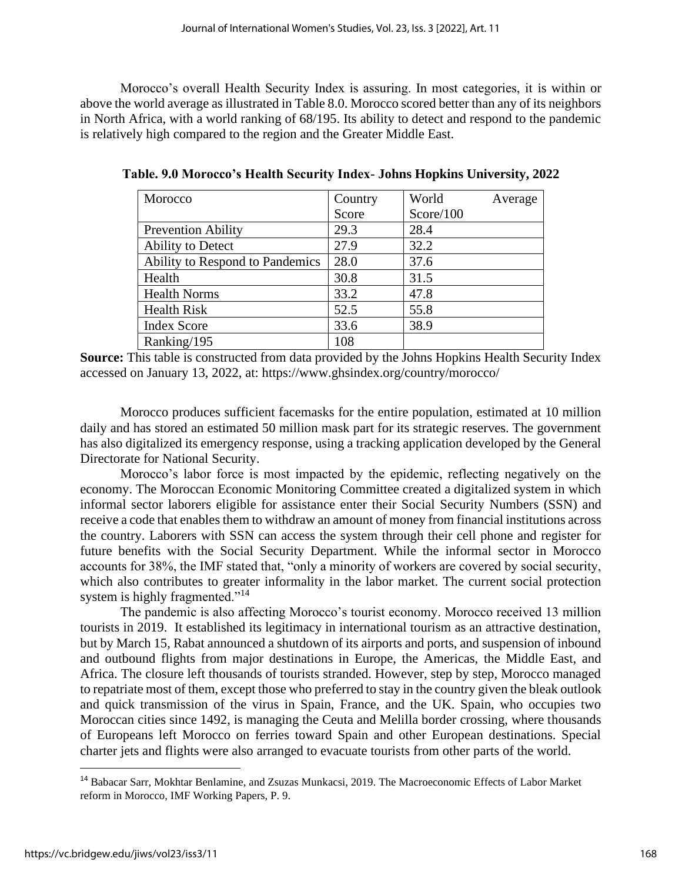Morocco's overall Health Security Index is assuring. In most categories, it is within or above the world average as illustrated in Table 8.0. Morocco scored better than any of its neighbors in North Africa, with a world ranking of 68/195. Its ability to detect and respond to the pandemic is relatively high compared to the region and the Greater Middle East.

**Table. 9.0 Morocco's Health Security Index- Johns Hopkins University, 2022**

| Morocco | Country Score | World Average Score/100 |
|---|---|---|
| Prevention Ability | 29.3 | 28.4 |
| Ability to Detect | 27.9 | 32.2 |
| Ability to Respond to Pandemics | 28.0 | 37.6 |
| Health | 30.8 | 31.5 |
| Health Norms | 33.2 | 47.8 |
| Health Risk | 52.5 | 55.8 |
| Index Score | 33.6 | 38.9 |
| Ranking/195 | 108 | |

**Source:** This table is constructed from data provided by the Johns Hopkins Health Security Index accessed on January 13, 2022, at: https://www.ghsindex.org/country/morocco/

Morocco produces sufficient facemasks for the entire population, estimated at 10 million daily and has stored an estimated 50 million mask part for its strategic reserves. The government has also digitalized its emergency response, using a tracking application developed by the General Directorate for National Security.

Morocco's labor force is most impacted by the epidemic, reflecting negatively on the economy. The Moroccan Economic Monitoring Committee created a digitalized system in which informal sector laborers eligible for assistance enter their Social Security Numbers (SSN) and receive a code that enables them to withdraw an amount of money from financial institutions across the country. Laborers with SSN can access the system through their cell phone and register for future benefits with the Social Security Department. While the informal sector in Morocco accounts for 38%, the IMF stated that, "only a minority of workers are covered by social security, which also contributes to greater informality in the labor market. The current social protection system is highly fragmented."[14]

The pandemic is also affecting Morocco's tourist economy. Morocco received 13 million tourists in 2019. It established its legitimacy in international tourism as an attractive destination, but by March 15, Rabat announced a shutdown of its airports and ports, and suspension of inbound and outbound flights from major destinations in Europe, the Americas, the Middle East, and Africa. The closure left thousands of tourists stranded. However, step by step, Morocco managed to repatriate most of them, except those who preferred to stay in the country given the bleak outlook and quick transmission of the virus in Spain, France, and the UK. Spain, who occupies two Moroccan cities since 1492, is managing the Ceuta and Melilla border crossing, where thousands of Europeans left Morocco on ferries toward Spain and other European destinations. Special charter jets and flights were also arranged to evacuate tourists from other parts of the world.

---

[14] Babacar Sarr, Mokhtar Benlamine, and Zsuzas Munkacsi, 2019. The Macroeconomic Effects of Labor Market reform in Morocco, IMF Working Papers, P. 9.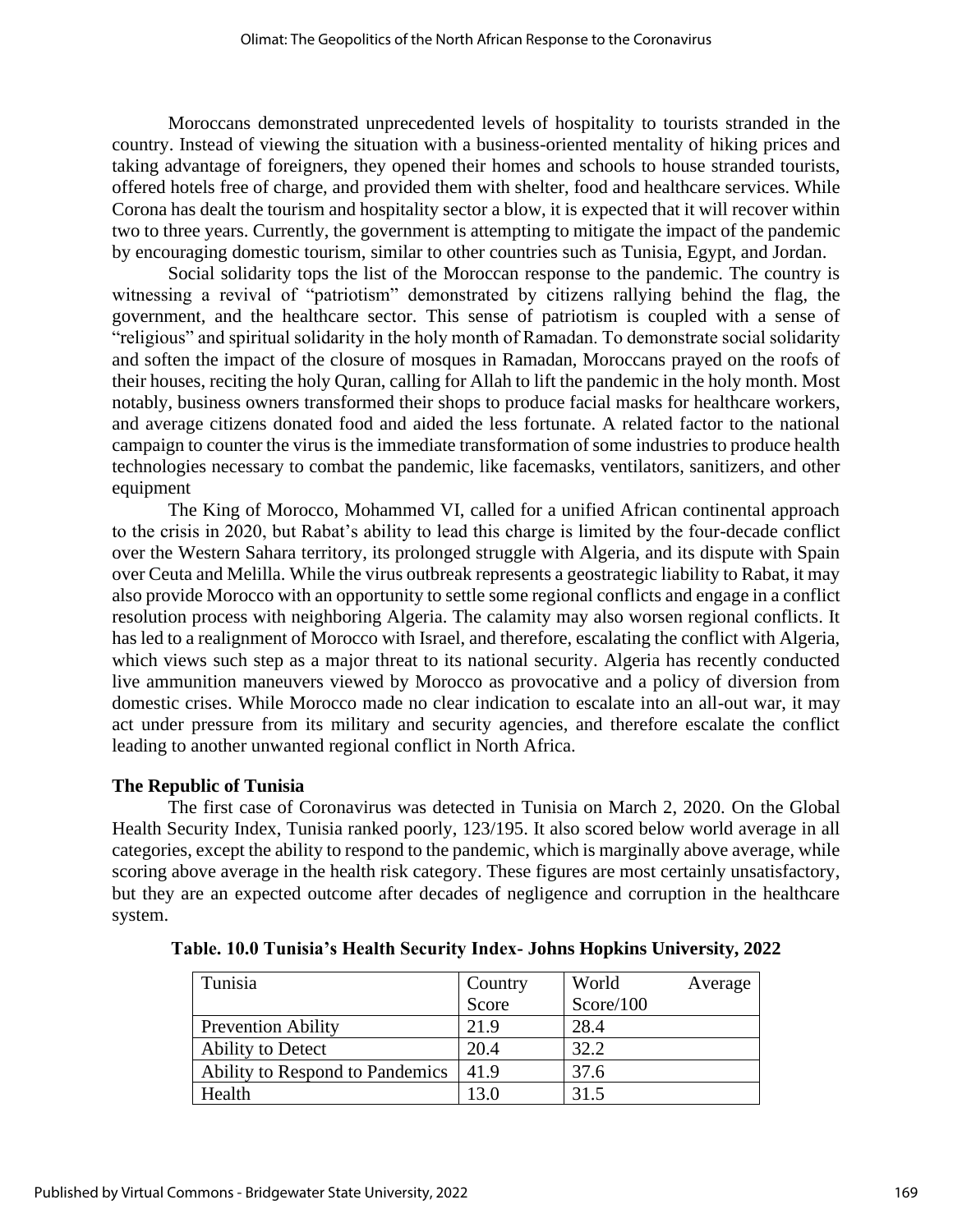Moroccans demonstrated unprecedented levels of hospitality to tourists stranded in the country. Instead of viewing the situation with a business-oriented mentality of hiking prices and taking advantage of foreigners, they opened their homes and schools to house stranded tourists, offered hotels free of charge, and provided them with shelter, food and healthcare services. While Corona has dealt the tourism and hospitality sector a blow, it is expected that it will recover within two to three years. Currently, the government is attempting to mitigate the impact of the pandemic by encouraging domestic tourism, similar to other countries such as Tunisia, Egypt, and Jordan.

Social solidarity tops the list of the Moroccan response to the pandemic. The country is witnessing a revival of "patriotism" demonstrated by citizens rallying behind the flag, the government, and the healthcare sector. This sense of patriotism is coupled with a sense of "religious" and spiritual solidarity in the holy month of Ramadan. To demonstrate social solidarity and soften the impact of the closure of mosques in Ramadan, Moroccans prayed on the roofs of their houses, reciting the holy Quran, calling for Allah to lift the pandemic in the holy month. Most notably, business owners transformed their shops to produce facial masks for healthcare workers, and average citizens donated food and aided the less fortunate. A related factor to the national campaign to counter the virus is the immediate transformation of some industries to produce health technologies necessary to combat the pandemic, like facemasks, ventilators, sanitizers, and other equipment

The King of Morocco, Mohammed VI, called for a unified African continental approach to the crisis in 2020, but Rabat's ability to lead this charge is limited by the four-decade conflict over the Western Sahara territory, its prolonged struggle with Algeria, and its dispute with Spain over Ceuta and Melilla. While the virus outbreak represents a geostrategic liability to Rabat, it may also provide Morocco with an opportunity to settle some regional conflicts and engage in a conflict resolution process with neighboring Algeria. The calamity may also worsen regional conflicts. It has led to a realignment of Morocco with Israel, and therefore, escalating the conflict with Algeria, which views such step as a major threat to its national security. Algeria has recently conducted live ammunition maneuvers viewed by Morocco as provocative and a policy of diversion from domestic crises. While Morocco made no clear indication to escalate into an all-out war, it may act under pressure from its military and security agencies, and therefore escalate the conflict leading to another unwanted regional conflict in North Africa.

**The Republic of Tunisia**

The first case of Coronavirus was detected in Tunisia on March 2, 2020. On the Global Health Security Index, Tunisia ranked poorly, 123/195. It also scored below world average in all categories, except the ability to respond to the pandemic, which is marginally above average, while scoring above average in the health risk category. These figures are most certainly unsatisfactory, but they are an expected outcome after decades of negligence and corruption in the healthcare system.

**Table. 10.0 Tunisia's Health Security Index- Johns Hopkins University, 2022**

| Tunisia | Country Score | World Average Score/100 |
|---|---|---|
| Prevention Ability | 21.9 | 28.4 |
| Ability to Detect | 20.4 | 32.2 |
| Ability to Respond to Pandemics | 41.9 | 37.6 |
| Health | 13.0 | 31.5 |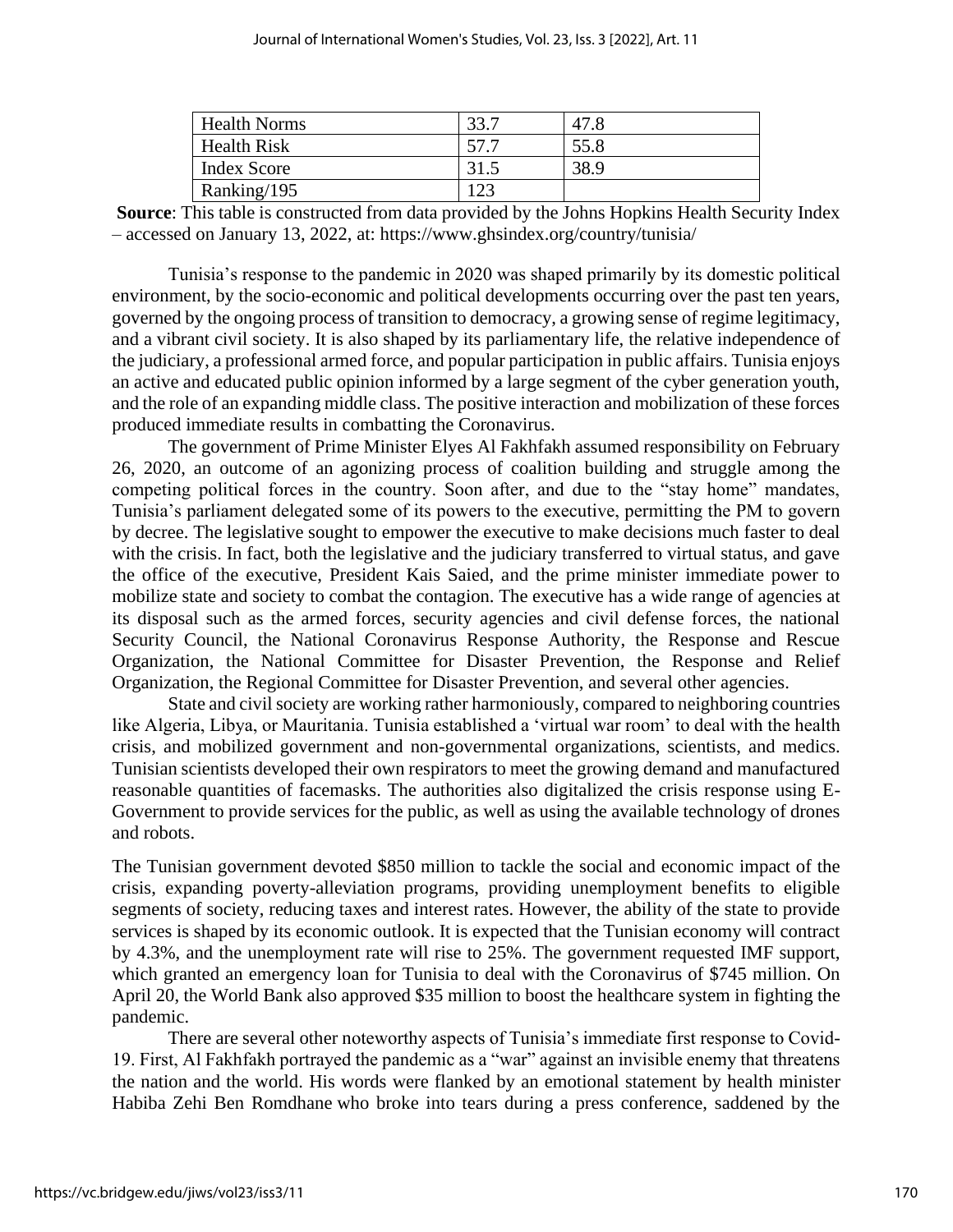| Health Norms | 33.7 | 47.8 |
|---|---|---|
| Health Risk | 57.7 | 55.8 |
| Index Score | 31.5 | 38.9 |
| Ranking/195 | 123 | |

**Source**: This table is constructed from data provided by the Johns Hopkins Health Security Index – accessed on January 13, 2022, at: https://www.ghsindex.org/country/tunisia/

Tunisia's response to the pandemic in 2020 was shaped primarily by its domestic political environment, by the socio-economic and political developments occurring over the past ten years, governed by the ongoing process of transition to democracy, a growing sense of regime legitimacy, and a vibrant civil society. It is also shaped by its parliamentary life, the relative independence of the judiciary, a professional armed force, and popular participation in public affairs. Tunisia enjoys an active and educated public opinion informed by a large segment of the cyber generation youth, and the role of an expanding middle class. The positive interaction and mobilization of these forces produced immediate results in combatting the Coronavirus.

The government of Prime Minister Elyes Al Fakhfakh assumed responsibility on February 26, 2020, an outcome of an agonizing process of coalition building and struggle among the competing political forces in the country. Soon after, and due to the "stay home" mandates, Tunisia's parliament delegated some of its powers to the executive, permitting the PM to govern by decree. The legislative sought to empower the executive to make decisions much faster to deal with the crisis. In fact, both the legislative and the judiciary transferred to virtual status, and gave the office of the executive, President Kais Saied, and the prime minister immediate power to mobilize state and society to combat the contagion. The executive has a wide range of agencies at its disposal such as the armed forces, security agencies and civil defense forces, the national Security Council, the National Coronavirus Response Authority, the Response and Rescue Organization, the National Committee for Disaster Prevention, the Response and Relief Organization, the Regional Committee for Disaster Prevention, and several other agencies.

State and civil society are working rather harmoniously, compared to neighboring countries like Algeria, Libya, or Mauritania. Tunisia established a 'virtual war room' to deal with the health crisis, and mobilized government and non-governmental organizations, scientists, and medics. Tunisian scientists developed their own respirators to meet the growing demand and manufactured reasonable quantities of facemasks. The authorities also digitalized the crisis response using E-Government to provide services for the public, as well as using the available technology of drones and robots.

The Tunisian government devoted $850 million to tackle the social and economic impact of the crisis, expanding poverty-alleviation programs, providing unemployment benefits to eligible segments of society, reducing taxes and interest rates. However, the ability of the state to provide services is shaped by its economic outlook. It is expected that the Tunisian economy will contract by 4.3%, and the unemployment rate will rise to 25%. The government requested IMF support, which granted an emergency loan for Tunisia to deal with the Coronavirus of $745 million. On April 20, the World Bank also approved $35 million to boost the healthcare system in fighting the pandemic.

There are several other noteworthy aspects of Tunisia's immediate first response to Covid-19. First, Al Fakhfakh portrayed the pandemic as a "war" against an invisible enemy that threatens the nation and the world. His words were flanked by an emotional statement by health minister Habiba Zehi Ben Romdhane who broke into tears during a press conference, saddened by the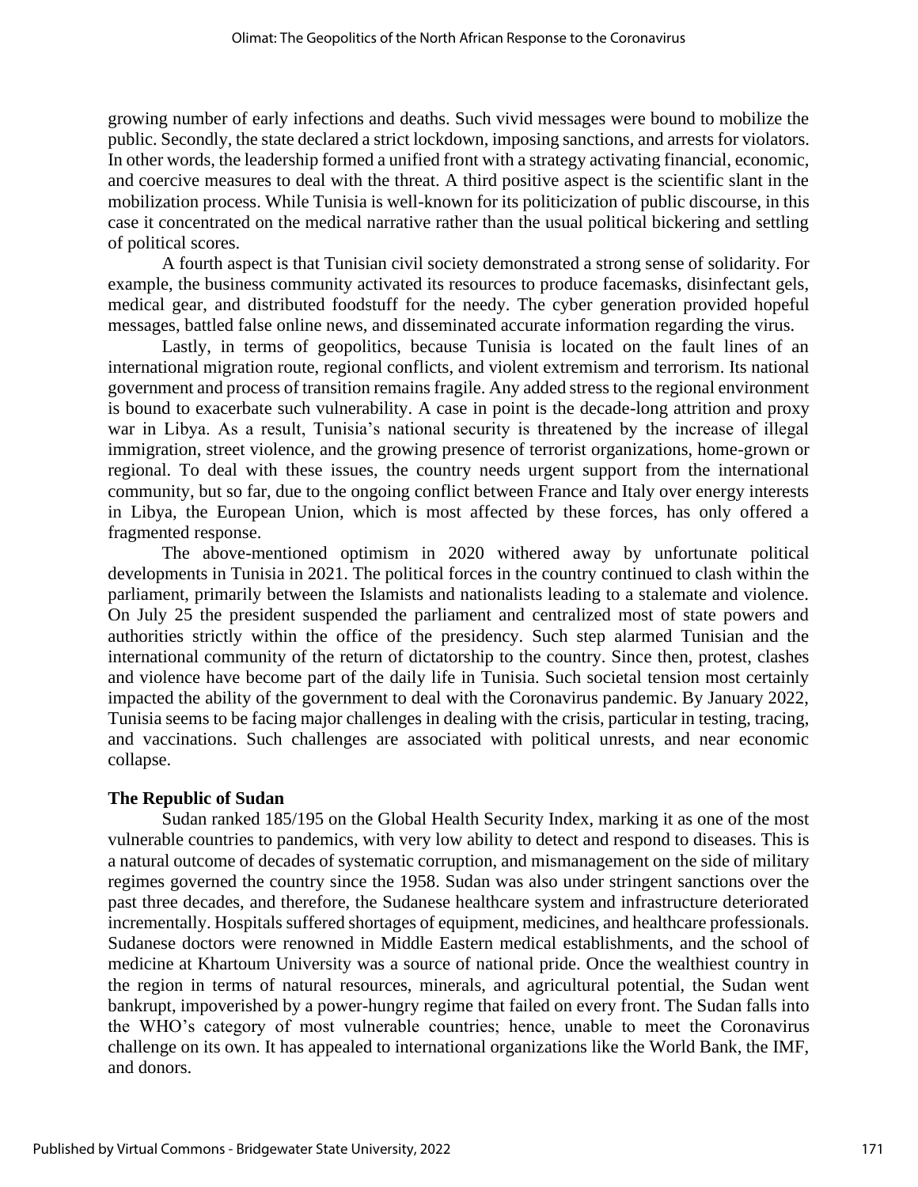growing number of early infections and deaths. Such vivid messages were bound to mobilize the public. Secondly, the state declared a strict lockdown, imposing sanctions, and arrests for violators. In other words, the leadership formed a unified front with a strategy activating financial, economic, and coercive measures to deal with the threat. A third positive aspect is the scientific slant in the mobilization process. While Tunisia is well-known for its politicization of public discourse, in this case it concentrated on the medical narrative rather than the usual political bickering and settling of political scores.

A fourth aspect is that Tunisian civil society demonstrated a strong sense of solidarity. For example, the business community activated its resources to produce facemasks, disinfectant gels, medical gear, and distributed foodstuff for the needy. The cyber generation provided hopeful messages, battled false online news, and disseminated accurate information regarding the virus.

Lastly, in terms of geopolitics, because Tunisia is located on the fault lines of an international migration route, regional conflicts, and violent extremism and terrorism. Its national government and process of transition remains fragile. Any added stress to the regional environment is bound to exacerbate such vulnerability. A case in point is the decade-long attrition and proxy war in Libya. As a result, Tunisia's national security is threatened by the increase of illegal immigration, street violence, and the growing presence of terrorist organizations, home-grown or regional. To deal with these issues, the country needs urgent support from the international community, but so far, due to the ongoing conflict between France and Italy over energy interests in Libya, the European Union, which is most affected by these forces, has only offered a fragmented response.

The above-mentioned optimism in 2020 withered away by unfortunate political developments in Tunisia in 2021. The political forces in the country continued to clash within the parliament, primarily between the Islamists and nationalists leading to a stalemate and violence. On July 25 the president suspended the parliament and centralized most of state powers and authorities strictly within the office of the presidency. Such step alarmed Tunisian and the international community of the return of dictatorship to the country. Since then, protest, clashes and violence have become part of the daily life in Tunisia. Such societal tension most certainly impacted the ability of the government to deal with the Coronavirus pandemic. By January 2022, Tunisia seems to be facing major challenges in dealing with the crisis, particular in testing, tracing, and vaccinations. Such challenges are associated with political unrests, and near economic collapse.

**The Republic of Sudan**

Sudan ranked 185/195 on the Global Health Security Index, marking it as one of the most vulnerable countries to pandemics, with very low ability to detect and respond to diseases. This is a natural outcome of decades of systematic corruption, and mismanagement on the side of military regimes governed the country since the 1958. Sudan was also under stringent sanctions over the past three decades, and therefore, the Sudanese healthcare system and infrastructure deteriorated incrementally. Hospitals suffered shortages of equipment, medicines, and healthcare professionals. Sudanese doctors were renowned in Middle Eastern medical establishments, and the school of medicine at Khartoum University was a source of national pride. Once the wealthiest country in the region in terms of natural resources, minerals, and agricultural potential, the Sudan went bankrupt, impoverished by a power-hungry regime that failed on every front. The Sudan falls into the WHO's category of most vulnerable countries; hence, unable to meet the Coronavirus challenge on its own. It has appealed to international organizations like the World Bank, the IMF, and donors.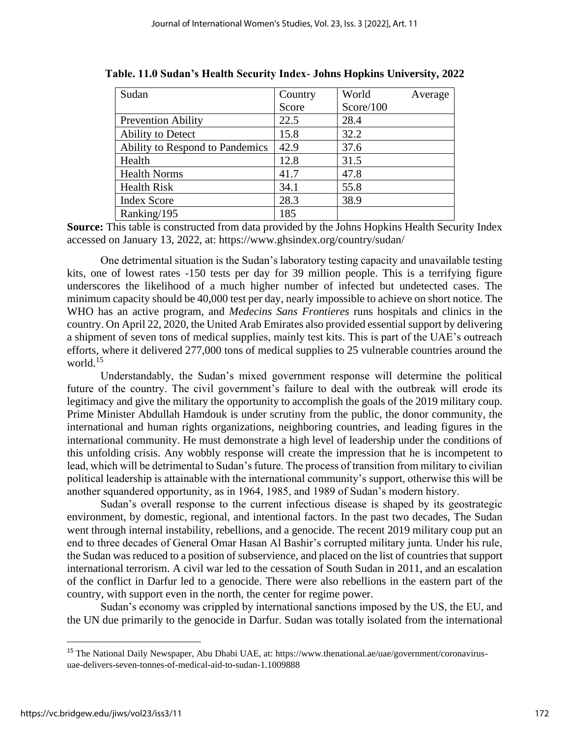**Table. 11.0 Sudan's Health Security Index- Johns Hopkins University, 2022**

| Sudan | Country Score | World Average Score/100 |
|---|---|---|
| Prevention Ability | 22.5 | 28.4 |
| Ability to Detect | 15.8 | 32.2 |
| Ability to Respond to Pandemics | 42.9 | 37.6 |
| Health | 12.8 | 31.5 |
| Health Norms | 41.7 | 47.8 |
| Health Risk | 34.1 | 55.8 |
| Index Score | 28.3 | 38.9 |
| Ranking/195 | 185 | |

**Source:** This table is constructed from data provided by the Johns Hopkins Health Security Index accessed on January 13, 2022, at: https://www.ghsindex.org/country/sudan/

One detrimental situation is the Sudan's laboratory testing capacity and unavailable testing kits, one of lowest rates -150 tests per day for 39 million people. This is a terrifying figure underscores the likelihood of a much higher number of infected but undetected cases. The minimum capacity should be 40,000 test per day, nearly impossible to achieve on short notice. The WHO has an active program, and *Medecins Sans Frontieres* runs hospitals and clinics in the country. On April 22, 2020, the United Arab Emirates also provided essential support by delivering a shipment of seven tons of medical supplies, mainly test kits. This is part of the UAE's outreach efforts, where it delivered 277,000 tons of medical supplies to 25 vulnerable countries around the world.[15]

Understandably, the Sudan's mixed government response will determine the political future of the country. The civil government's failure to deal with the outbreak will erode its legitimacy and give the military the opportunity to accomplish the goals of the 2019 military coup. Prime Minister Abdullah Hamdouk is under scrutiny from the public, the donor community, the international and human rights organizations, neighboring countries, and leading figures in the international community. He must demonstrate a high level of leadership under the conditions of this unfolding crisis. Any wobbly response will create the impression that he is incompetent to lead, which will be detrimental to Sudan's future. The process of transition from military to civilian political leadership is attainable with the international community's support, otherwise this will be another squandered opportunity, as in 1964, 1985, and 1989 of Sudan's modern history.

Sudan's overall response to the current infectious disease is shaped by its geostrategic environment, by domestic, regional, and intentional factors. In the past two decades, The Sudan went through internal instability, rebellions, and a genocide. The recent 2019 military coup put an end to three decades of General Omar Hasan Al Bashir's corrupted military junta. Under his rule, the Sudan was reduced to a position of subservience, and placed on the list of countries that support international terrorism. A civil war led to the cessation of South Sudan in 2011, and an escalation of the conflict in Darfur led to a genocide. There were also rebellions in the eastern part of the country, with support even in the north, the center for regime power.

Sudan's economy was crippled by international sanctions imposed by the US, the EU, and the UN due primarily to the genocide in Darfur. Sudan was totally isolated from the international

---

[15] The National Daily Newspaper, Abu Dhabi UAE, at: https://www.thenational.ae/uae/government/coronavirus-uae-delivers-seven-tonnes-of-medical-aid-to-sudan-1.1009888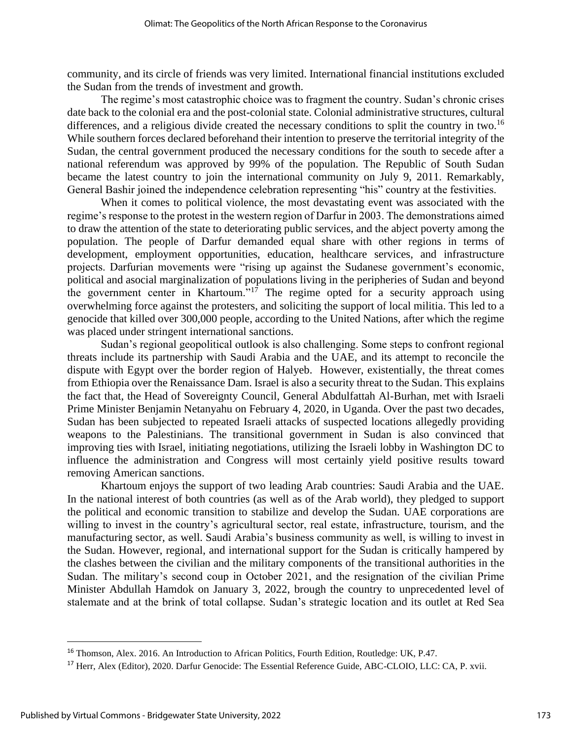community, and its circle of friends was very limited. International financial institutions excluded the Sudan from the trends of investment and growth.

The regime's most catastrophic choice was to fragment the country. Sudan's chronic crises date back to the colonial era and the post-colonial state. Colonial administrative structures, cultural differences, and a religious divide created the necessary conditions to split the country in two.[16] While southern forces declared beforehand their intention to preserve the territorial integrity of the Sudan, the central government produced the necessary conditions for the south to secede after a national referendum was approved by 99% of the population. The Republic of South Sudan became the latest country to join the international community on July 9, 2011. Remarkably, General Bashir joined the independence celebration representing "his" country at the festivities.

When it comes to political violence, the most devastating event was associated with the regime's response to the protest in the western region of Darfur in 2003. The demonstrations aimed to draw the attention of the state to deteriorating public services, and the abject poverty among the population. The people of Darfur demanded equal share with other regions in terms of development, employment opportunities, education, healthcare services, and infrastructure projects. Darfurian movements were "rising up against the Sudanese government's economic, political and asocial marginalization of populations living in the peripheries of Sudan and beyond the government center in Khartoum."[17] The regime opted for a security approach using overwhelming force against the protesters, and soliciting the support of local militia. This led to a genocide that killed over 300,000 people, according to the United Nations, after which the regime was placed under stringent international sanctions.

Sudan's regional geopolitical outlook is also challenging. Some steps to confront regional threats include its partnership with Saudi Arabia and the UAE, and its attempt to reconcile the dispute with Egypt over the border region of Halyeb. However, existentially, the threat comes from Ethiopia over the Renaissance Dam. Israel is also a security threat to the Sudan. This explains the fact that, the Head of Sovereignty Council, General Abdulfattah Al-Burhan, met with Israeli Prime Minister Benjamin Netanyahu on February 4, 2020, in Uganda. Over the past two decades, Sudan has been subjected to repeated Israeli attacks of suspected locations allegedly providing weapons to the Palestinians. The transitional government in Sudan is also convinced that improving ties with Israel, initiating negotiations, utilizing the Israeli lobby in Washington DC to influence the administration and Congress will most certainly yield positive results toward removing American sanctions.

Khartoum enjoys the support of two leading Arab countries: Saudi Arabia and the UAE. In the national interest of both countries (as well as of the Arab world), they pledged to support the political and economic transition to stabilize and develop the Sudan. UAE corporations are willing to invest in the country's agricultural sector, real estate, infrastructure, tourism, and the manufacturing sector, as well. Saudi Arabia's business community as well, is willing to invest in the Sudan. However, regional, and international support for the Sudan is critically hampered by the clashes between the civilian and the military components of the transitional authorities in the Sudan. The military's second coup in October 2021, and the resignation of the civilian Prime Minister Abdullah Hamdok on January 3, 2022, brough the country to unprecedented level of stalemate and at the brink of total collapse. Sudan's strategic location and its outlet at Red Sea

[16] Thomson, Alex. 2016. An Introduction to African Politics, Fourth Edition, Routledge: UK, P.47.

[17] Herr, Alex (Editor), 2020. Darfur Genocide: The Essential Reference Guide, ABC-CLOIO, LLC: CA, P. xvii.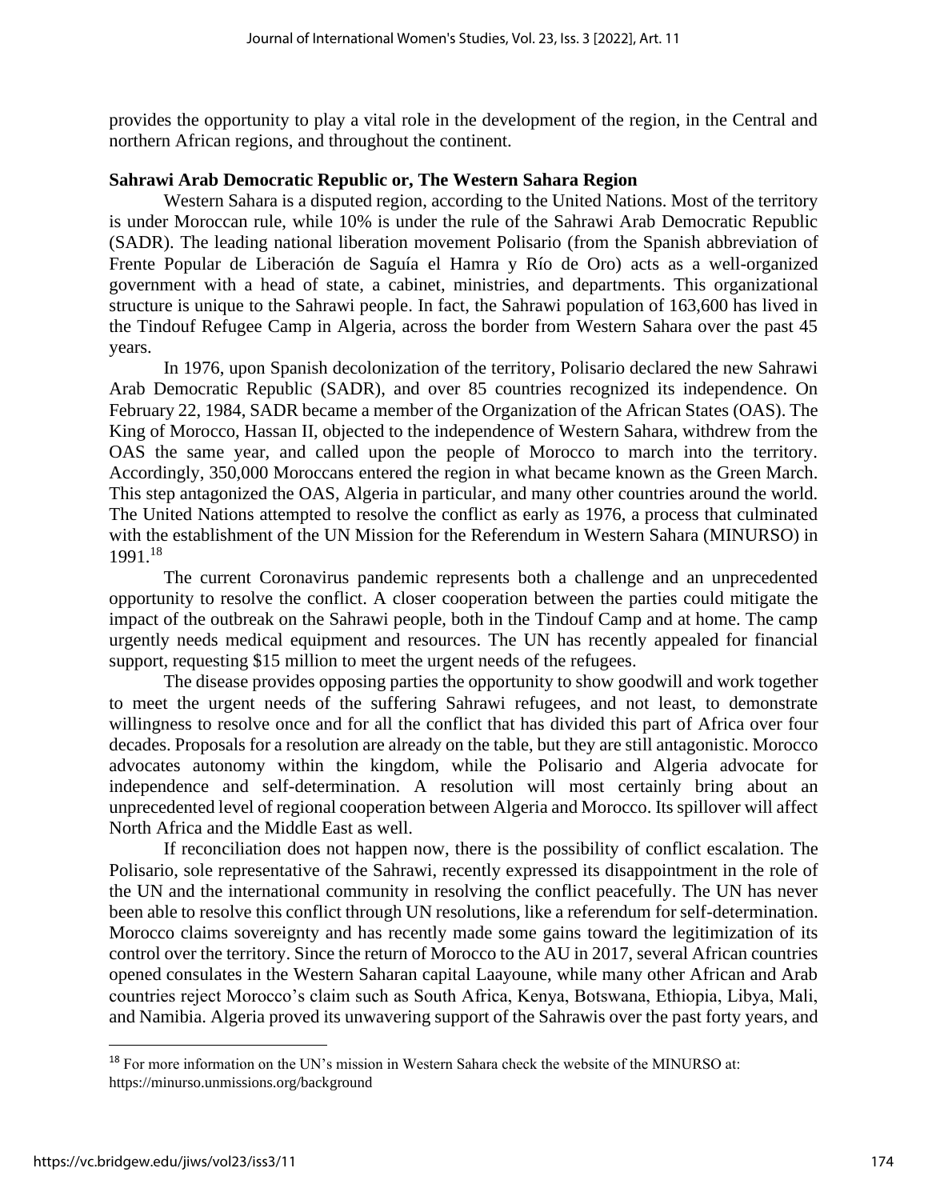provides the opportunity to play a vital role in the development of the region, in the Central and northern African regions, and throughout the continent.

**Sahrawi Arab Democratic Republic or, The Western Sahara Region**

Western Sahara is a disputed region, according to the United Nations. Most of the territory is under Moroccan rule, while 10% is under the rule of the Sahrawi Arab Democratic Republic (SADR). The leading national liberation movement Polisario (from the Spanish abbreviation of Frente Popular de Liberación de Saguía el Hamra y Río de Oro) acts as a well-organized government with a head of state, a cabinet, ministries, and departments. This organizational structure is unique to the Sahrawi people. In fact, the Sahrawi population of 163,600 has lived in the Tindouf Refugee Camp in Algeria, across the border from Western Sahara over the past 45 years.

In 1976, upon Spanish decolonization of the territory, Polisario declared the new Sahrawi Arab Democratic Republic (SADR), and over 85 countries recognized its independence. On February 22, 1984, SADR became a member of the Organization of the African States (OAS). The King of Morocco, Hassan II, objected to the independence of Western Sahara, withdrew from the OAS the same year, and called upon the people of Morocco to march into the territory. Accordingly, 350,000 Moroccans entered the region in what became known as the Green March. This step antagonized the OAS, Algeria in particular, and many other countries around the world. The United Nations attempted to resolve the conflict as early as 1976, a process that culminated with the establishment of the UN Mission for the Referendum in Western Sahara (MINURSO) in 1991.[18]

The current Coronavirus pandemic represents both a challenge and an unprecedented opportunity to resolve the conflict. A closer cooperation between the parties could mitigate the impact of the outbreak on the Sahrawi people, both in the Tindouf Camp and at home. The camp urgently needs medical equipment and resources. The UN has recently appealed for financial support, requesting $15 million to meet the urgent needs of the refugees.

The disease provides opposing parties the opportunity to show goodwill and work together to meet the urgent needs of the suffering Sahrawi refugees, and not least, to demonstrate willingness to resolve once and for all the conflict that has divided this part of Africa over four decades. Proposals for a resolution are already on the table, but they are still antagonistic. Morocco advocates autonomy within the kingdom, while the Polisario and Algeria advocate for independence and self-determination. A resolution will most certainly bring about an unprecedented level of regional cooperation between Algeria and Morocco. Its spillover will affect North Africa and the Middle East as well.

If reconciliation does not happen now, there is the possibility of conflict escalation. The Polisario, sole representative of the Sahrawi, recently expressed its disappointment in the role of the UN and the international community in resolving the conflict peacefully. The UN has never been able to resolve this conflict through UN resolutions, like a referendum for self-determination. Morocco claims sovereignty and has recently made some gains toward the legitimization of its control over the territory. Since the return of Morocco to the AU in 2017, several African countries opened consulates in the Western Saharan capital Laayoune, while many other African and Arab countries reject Morocco's claim such as South Africa, Kenya, Botswana, Ethiopia, Libya, Mali, and Namibia. Algeria proved its unwavering support of the Sahrawis over the past forty years, and

[18] For more information on the UN's mission in Western Sahara check the website of the MINURSO at: https://minurso.unmissions.org/background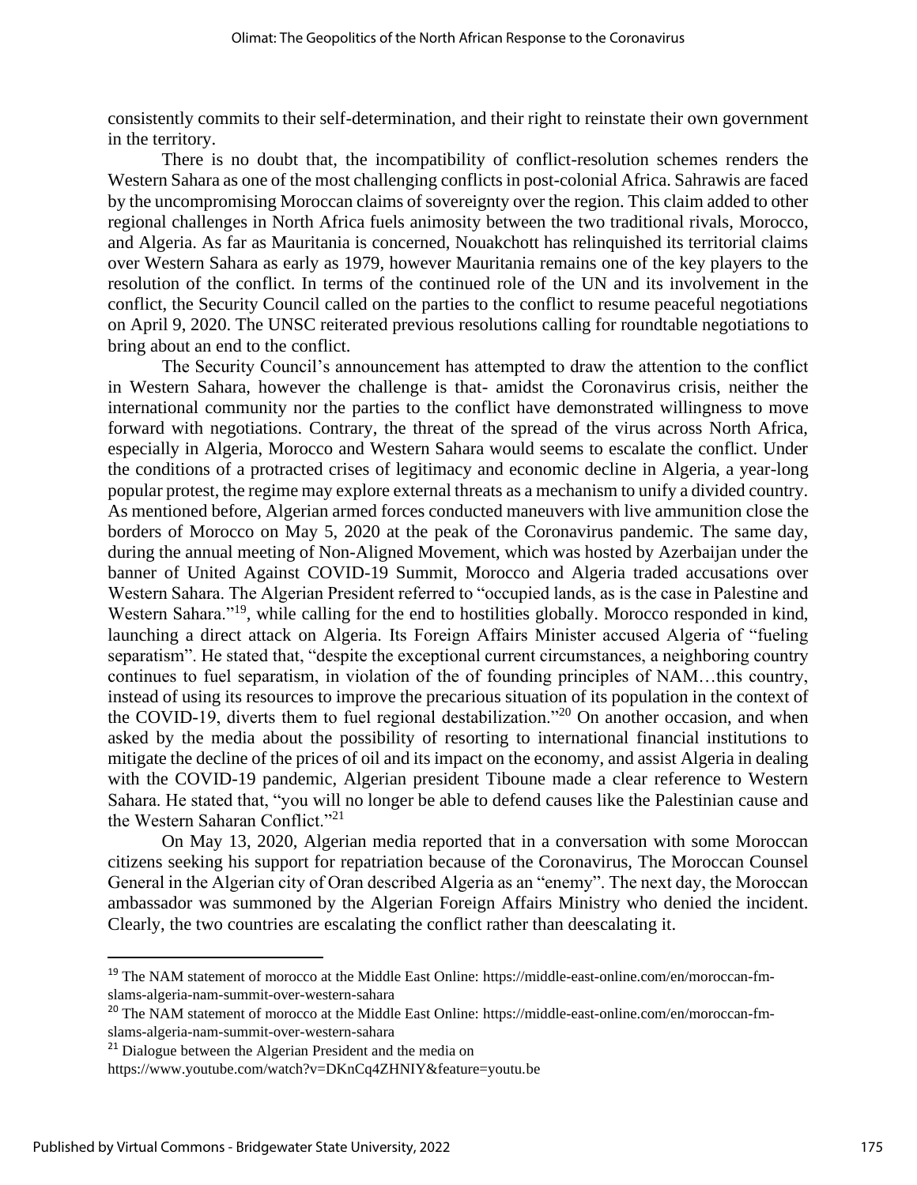consistently commits to their self-determination, and their right to reinstate their own government in the territory.

There is no doubt that, the incompatibility of conflict-resolution schemes renders the Western Sahara as one of the most challenging conflicts in post-colonial Africa. Sahrawis are faced by the uncompromising Moroccan claims of sovereignty over the region. This claim added to other regional challenges in North Africa fuels animosity between the two traditional rivals, Morocco, and Algeria. As far as Mauritania is concerned, Nouakchott has relinquished its territorial claims over Western Sahara as early as 1979, however Mauritania remains one of the key players to the resolution of the conflict. In terms of the continued role of the UN and its involvement in the conflict, the Security Council called on the parties to the conflict to resume peaceful negotiations on April 9, 2020. The UNSC reiterated previous resolutions calling for roundtable negotiations to bring about an end to the conflict.

The Security Council's announcement has attempted to draw the attention to the conflict in Western Sahara, however the challenge is that- amidst the Coronavirus crisis, neither the international community nor the parties to the conflict have demonstrated willingness to move forward with negotiations. Contrary, the threat of the spread of the virus across North Africa, especially in Algeria, Morocco and Western Sahara would seems to escalate the conflict. Under the conditions of a protracted crises of legitimacy and economic decline in Algeria, a year-long popular protest, the regime may explore external threats as a mechanism to unify a divided country. As mentioned before, Algerian armed forces conducted maneuvers with live ammunition close the borders of Morocco on May 5, 2020 at the peak of the Coronavirus pandemic. The same day, during the annual meeting of Non-Aligned Movement, which was hosted by Azerbaijan under the banner of United Against COVID-19 Summit, Morocco and Algeria traded accusations over Western Sahara. The Algerian President referred to "occupied lands, as is the case in Palestine and Western Sahara."[19], while calling for the end to hostilities globally. Morocco responded in kind, launching a direct attack on Algeria. Its Foreign Affairs Minister accused Algeria of "fueling separatism". He stated that, "despite the exceptional current circumstances, a neighboring country continues to fuel separatism, in violation of the of founding principles of NAM…this country, instead of using its resources to improve the precarious situation of its population in the context of the COVID-19, diverts them to fuel regional destabilization."[20] On another occasion, and when asked by the media about the possibility of resorting to international financial institutions to mitigate the decline of the prices of oil and its impact on the economy, and assist Algeria in dealing with the COVID-19 pandemic, Algerian president Tiboune made a clear reference to Western Sahara. He stated that, "you will no longer be able to defend causes like the Palestinian cause and the Western Saharan Conflict."[21]

On May 13, 2020, Algerian media reported that in a conversation with some Moroccan citizens seeking his support for repatriation because of the Coronavirus, The Moroccan Counsel General in the Algerian city of Oran described Algeria as an "enemy". The next day, the Moroccan ambassador was summoned by the Algerian Foreign Affairs Ministry who denied the incident. Clearly, the two countries are escalating the conflict rather than deescalating it.

---

[19] The NAM statement of morocco at the Middle East Online: https://middle-east-online.com/en/moroccan-fm-slams-algeria-nam-summit-over-western-sahara

[20] The NAM statement of morocco at the Middle East Online: https://middle-east-online.com/en/moroccan-fm-slams-algeria-nam-summit-over-western-sahara

[21] Dialogue between the Algerian President and the media on https://www.youtube.com/watch?v=DKnCq4ZHNIY&feature=youtu.be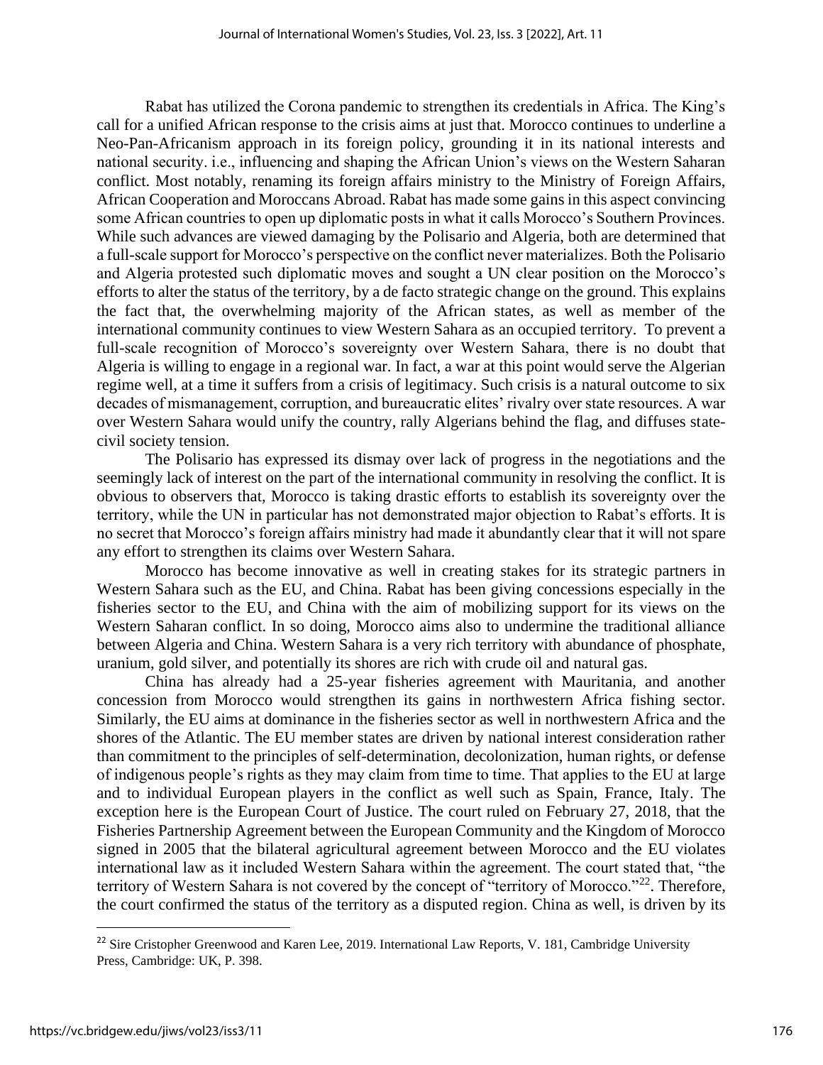Rabat has utilized the Corona pandemic to strengthen its credentials in Africa. The King's call for a unified African response to the crisis aims at just that. Morocco continues to underline a Neo-Pan-Africanism approach in its foreign policy, grounding it in its national interests and national security. i.e., influencing and shaping the African Union's views on the Western Saharan conflict. Most notably, renaming its foreign affairs ministry to the Ministry of Foreign Affairs, African Cooperation and Moroccans Abroad. Rabat has made some gains in this aspect convincing some African countries to open up diplomatic posts in what it calls Morocco's Southern Provinces. While such advances are viewed damaging by the Polisario and Algeria, both are determined that a full-scale support for Morocco's perspective on the conflict never materializes. Both the Polisario and Algeria protested such diplomatic moves and sought a UN clear position on the Morocco's efforts to alter the status of the territory, by a de facto strategic change on the ground. This explains the fact that, the overwhelming majority of the African states, as well as member of the international community continues to view Western Sahara as an occupied territory. To prevent a full-scale recognition of Morocco's sovereignty over Western Sahara, there is no doubt that Algeria is willing to engage in a regional war. In fact, a war at this point would serve the Algerian regime well, at a time it suffers from a crisis of legitimacy. Such crisis is a natural outcome to six decades of mismanagement, corruption, and bureaucratic elites' rivalry over state resources. A war over Western Sahara would unify the country, rally Algerians behind the flag, and diffuses state-civil society tension.

The Polisario has expressed its dismay over lack of progress in the negotiations and the seemingly lack of interest on the part of the international community in resolving the conflict. It is obvious to observers that, Morocco is taking drastic efforts to establish its sovereignty over the territory, while the UN in particular has not demonstrated major objection to Rabat's efforts. It is no secret that Morocco's foreign affairs ministry had made it abundantly clear that it will not spare any effort to strengthen its claims over Western Sahara.

Morocco has become innovative as well in creating stakes for its strategic partners in Western Sahara such as the EU, and China. Rabat has been giving concessions especially in the fisheries sector to the EU, and China with the aim of mobilizing support for its views on the Western Saharan conflict. In so doing, Morocco aims also to undermine the traditional alliance between Algeria and China. Western Sahara is a very rich territory with abundance of phosphate, uranium, gold silver, and potentially its shores are rich with crude oil and natural gas.

China has already had a 25-year fisheries agreement with Mauritania, and another concession from Morocco would strengthen its gains in northwestern Africa fishing sector. Similarly, the EU aims at dominance in the fisheries sector as well in northwestern Africa and the shores of the Atlantic. The EU member states are driven by national interest consideration rather than commitment to the principles of self-determination, decolonization, human rights, or defense of indigenous people's rights as they may claim from time to time. That applies to the EU at large and to individual European players in the conflict as well such as Spain, France, Italy. The exception here is the European Court of Justice. The court ruled on February 27, 2018, that the Fisheries Partnership Agreement between the European Community and the Kingdom of Morocco signed in 2005 that the bilateral agricultural agreement between Morocco and the EU violates international law as it included Western Sahara within the agreement. The court stated that, "the territory of Western Sahara is not covered by the concept of "territory of Morocco."[22]. Therefore, the court confirmed the status of the territory as a disputed region. China as well, is driven by its

---

[22] Sire Cristopher Greenwood and Karen Lee, 2019. International Law Reports, V. 181, Cambridge University Press, Cambridge: UK, P. 398.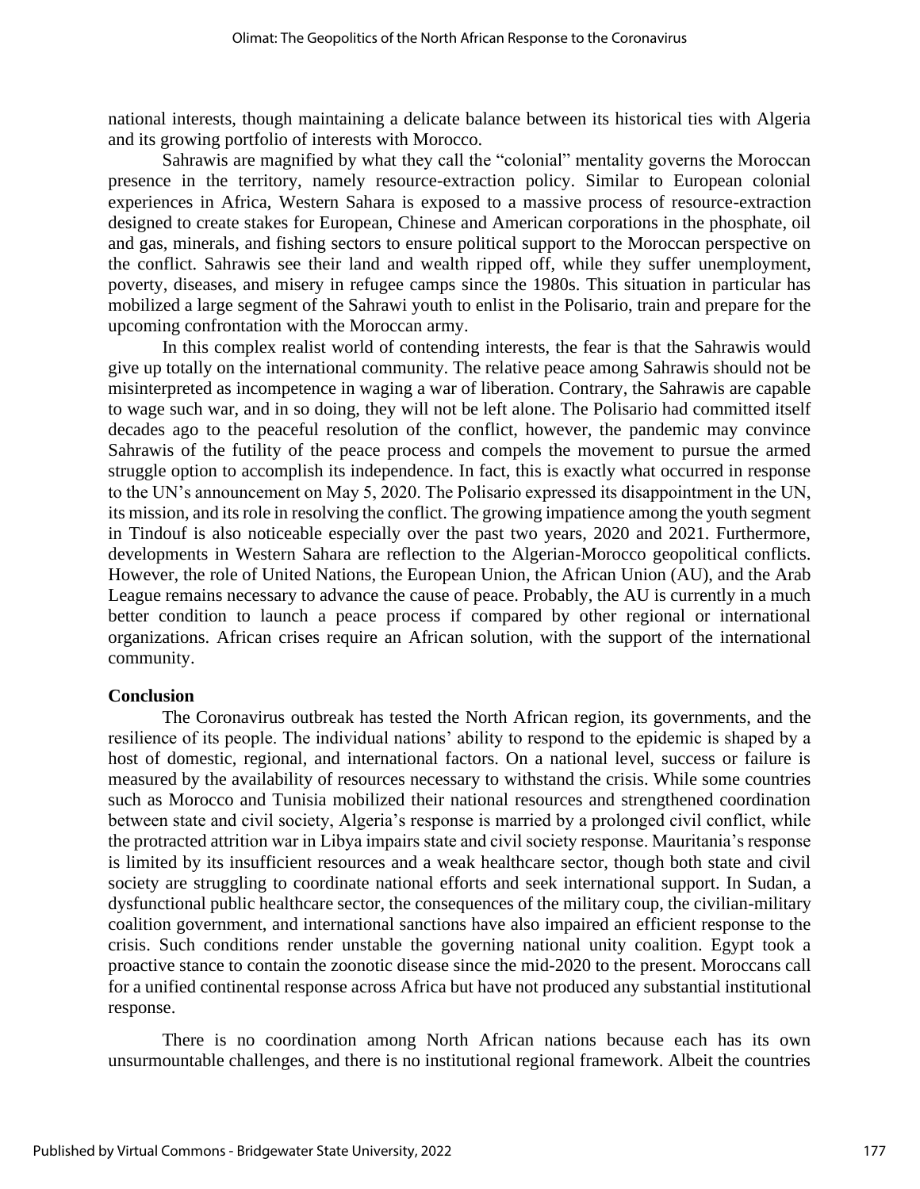national interests, though maintaining a delicate balance between its historical ties with Algeria and its growing portfolio of interests with Morocco.

Sahrawis are magnified by what they call the "colonial" mentality governs the Moroccan presence in the territory, namely resource-extraction policy. Similar to European colonial experiences in Africa, Western Sahara is exposed to a massive process of resource-extraction designed to create stakes for European, Chinese and American corporations in the phosphate, oil and gas, minerals, and fishing sectors to ensure political support to the Moroccan perspective on the conflict. Sahrawis see their land and wealth ripped off, while they suffer unemployment, poverty, diseases, and misery in refugee camps since the 1980s. This situation in particular has mobilized a large segment of the Sahrawi youth to enlist in the Polisario, train and prepare for the upcoming confrontation with the Moroccan army.

In this complex realist world of contending interests, the fear is that the Sahrawis would give up totally on the international community. The relative peace among Sahrawis should not be misinterpreted as incompetence in waging a war of liberation. Contrary, the Sahrawis are capable to wage such war, and in so doing, they will not be left alone. The Polisario had committed itself decades ago to the peaceful resolution of the conflict, however, the pandemic may convince Sahrawis of the futility of the peace process and compels the movement to pursue the armed struggle option to accomplish its independence. In fact, this is exactly what occurred in response to the UN's announcement on May 5, 2020. The Polisario expressed its disappointment in the UN, its mission, and its role in resolving the conflict. The growing impatience among the youth segment in Tindouf is also noticeable especially over the past two years, 2020 and 2021. Furthermore, developments in Western Sahara are reflection to the Algerian-Morocco geopolitical conflicts. However, the role of United Nations, the European Union, the African Union (AU), and the Arab League remains necessary to advance the cause of peace. Probably, the AU is currently in a much better condition to launch a peace process if compared by other regional or international organizations. African crises require an African solution, with the support of the international community.

## Conclusion

The Coronavirus outbreak has tested the North African region, its governments, and the resilience of its people. The individual nations' ability to respond to the epidemic is shaped by a host of domestic, regional, and international factors. On a national level, success or failure is measured by the availability of resources necessary to withstand the crisis. While some countries such as Morocco and Tunisia mobilized their national resources and strengthened coordination between state and civil society, Algeria's response is married by a prolonged civil conflict, while the protracted attrition war in Libya impairs state and civil society response. Mauritania's response is limited by its insufficient resources and a weak healthcare sector, though both state and civil society are struggling to coordinate national efforts and seek international support. In Sudan, a dysfunctional public healthcare sector, the consequences of the military coup, the civilian-military coalition government, and international sanctions have also impaired an efficient response to the crisis. Such conditions render unstable the governing national unity coalition. Egypt took a proactive stance to contain the zoonotic disease since the mid-2020 to the present. Moroccans call for a unified continental response across Africa but have not produced any substantial institutional response.

There is no coordination among North African nations because each has its own unsurmountable challenges, and there is no institutional regional framework. Albeit the countries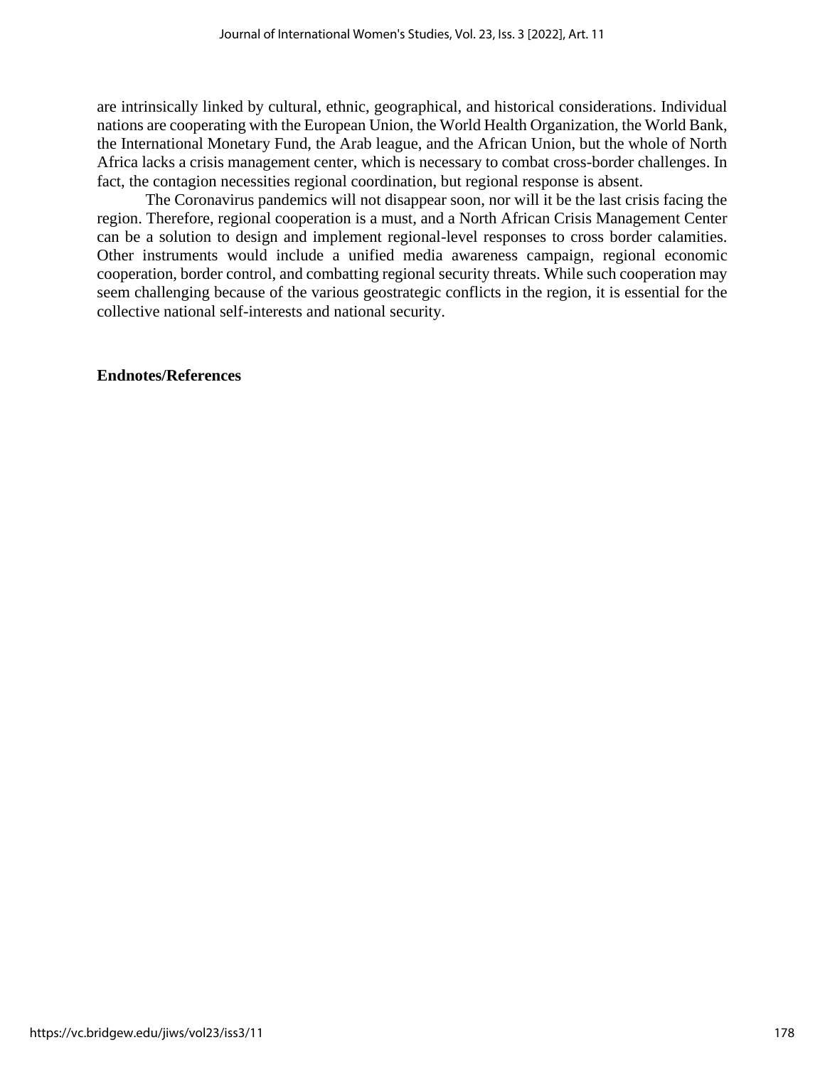are intrinsically linked by cultural, ethnic, geographical, and historical considerations. Individual nations are cooperating with the European Union, the World Health Organization, the World Bank, the International Monetary Fund, the Arab league, and the African Union, but the whole of North Africa lacks a crisis management center, which is necessary to combat cross-border challenges. In fact, the contagion necessities regional coordination, but regional response is absent.

The Coronavirus pandemics will not disappear soon, nor will it be the last crisis facing the region. Therefore, regional cooperation is a must, and a North African Crisis Management Center can be a solution to design and implement regional-level responses to cross border calamities. Other instruments would include a unified media awareness campaign, regional economic cooperation, border control, and combatting regional security threats. While such cooperation may seem challenging because of the various geostrategic conflicts in the region, it is essential for the collective national self-interests and national security.

**Endnotes/References**